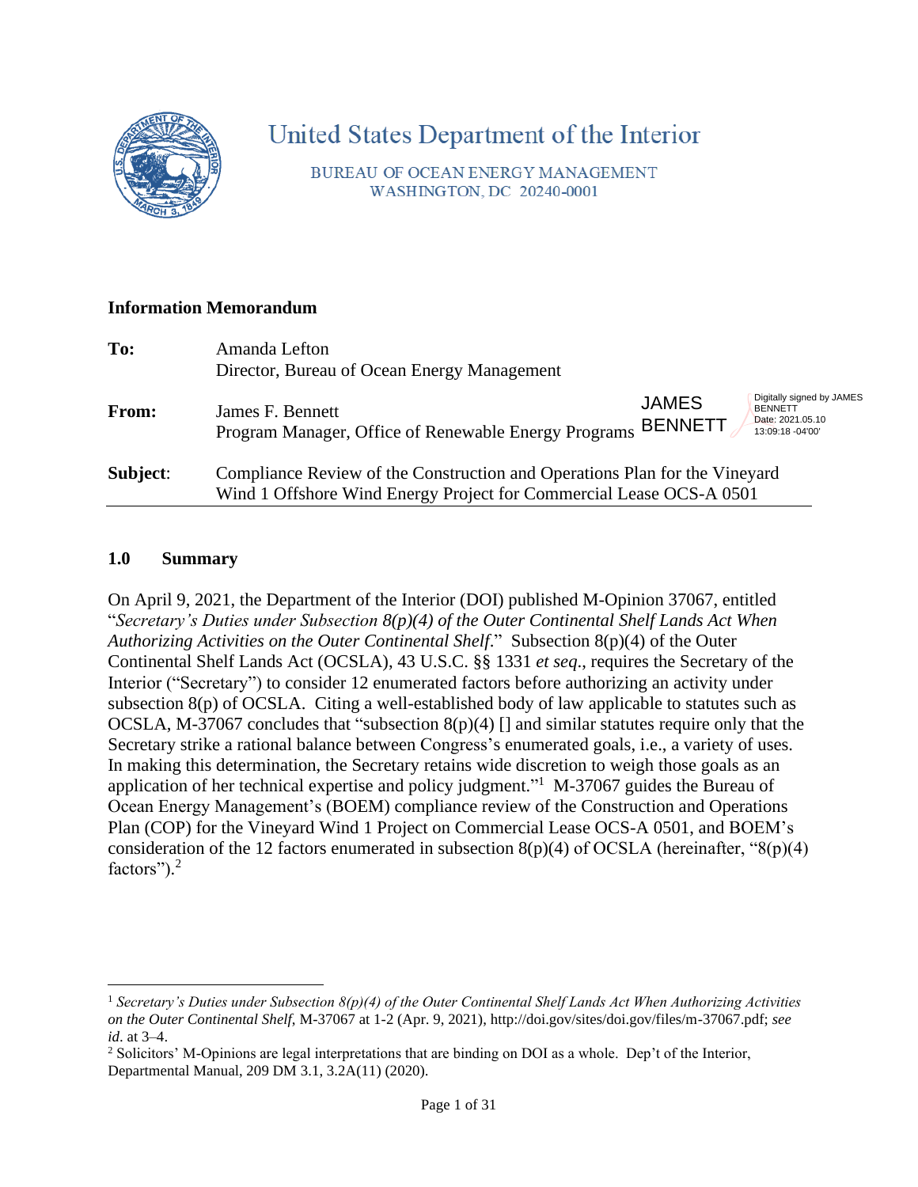# United States Department of the Interior

BUREAU OF OCEAN ENERGY MANAGEMENT
WASHINGTON, DC 20240-0001

**Information Memorandum**

**To:** Amanda Lefton
Director, Bureau of Ocean Energy Management

**From:** James F. Bennett
Program Manager, Office of Renewable Energy Programs

JAMES BENNETT — Digitally signed by JAMES BENNETT Date: 2021.05.10 13:09:18 -04'00'

**Subject:** Compliance Review of the Construction and Operations Plan for the Vineyard Wind 1 Offshore Wind Energy Project for Commercial Lease OCS-A 0501

## 1.0 Summary

On April 9, 2021, the Department of the Interior (DOI) published M-Opinion 37067, entitled "*Secretary's Duties under Subsection 8(p)(4) of the Outer Continental Shelf Lands Act When Authorizing Activities on the Outer Continental Shelf*." Subsection 8(p)(4) of the Outer Continental Shelf Lands Act (OCSLA), 43 U.S.C. §§ 1331 *et seq*., requires the Secretary of the Interior ("Secretary") to consider 12 enumerated factors before authorizing an activity under subsection 8(p) of OCSLA. Citing a well-established body of law applicable to statutes such as OCSLA, M-37067 concludes that "subsection 8(p)(4) [] and similar statutes require only that the Secretary strike a rational balance between Congress's enumerated goals, i.e., a variety of uses. In making this determination, the Secretary retains wide discretion to weigh those goals as an application of her technical expertise and policy judgment."[1] M-37067 guides the Bureau of Ocean Energy Management's (BOEM) compliance review of the Construction and Operations Plan (COP) for the Vineyard Wind 1 Project on Commercial Lease OCS-A 0501, and BOEM's consideration of the 12 factors enumerated in subsection 8(p)(4) of OCSLA (hereinafter, "8(p)(4) factors").[2]

---

[1] *Secretary's Duties under Subsection 8(p)(4) of the Outer Continental Shelf Lands Act When Authorizing Activities on the Outer Continental Shelf,* M-37067 at 1-2 (Apr. 9, 2021), http://doi.gov/sites/doi.gov/files/m-37067.pdf; *see id*. at 3–4.

[2] Solicitors' M-Opinions are legal interpretations that are binding on DOI as a whole. Dep't of the Interior, Departmental Manual, 209 DM 3.1, 3.2A(11) (2020).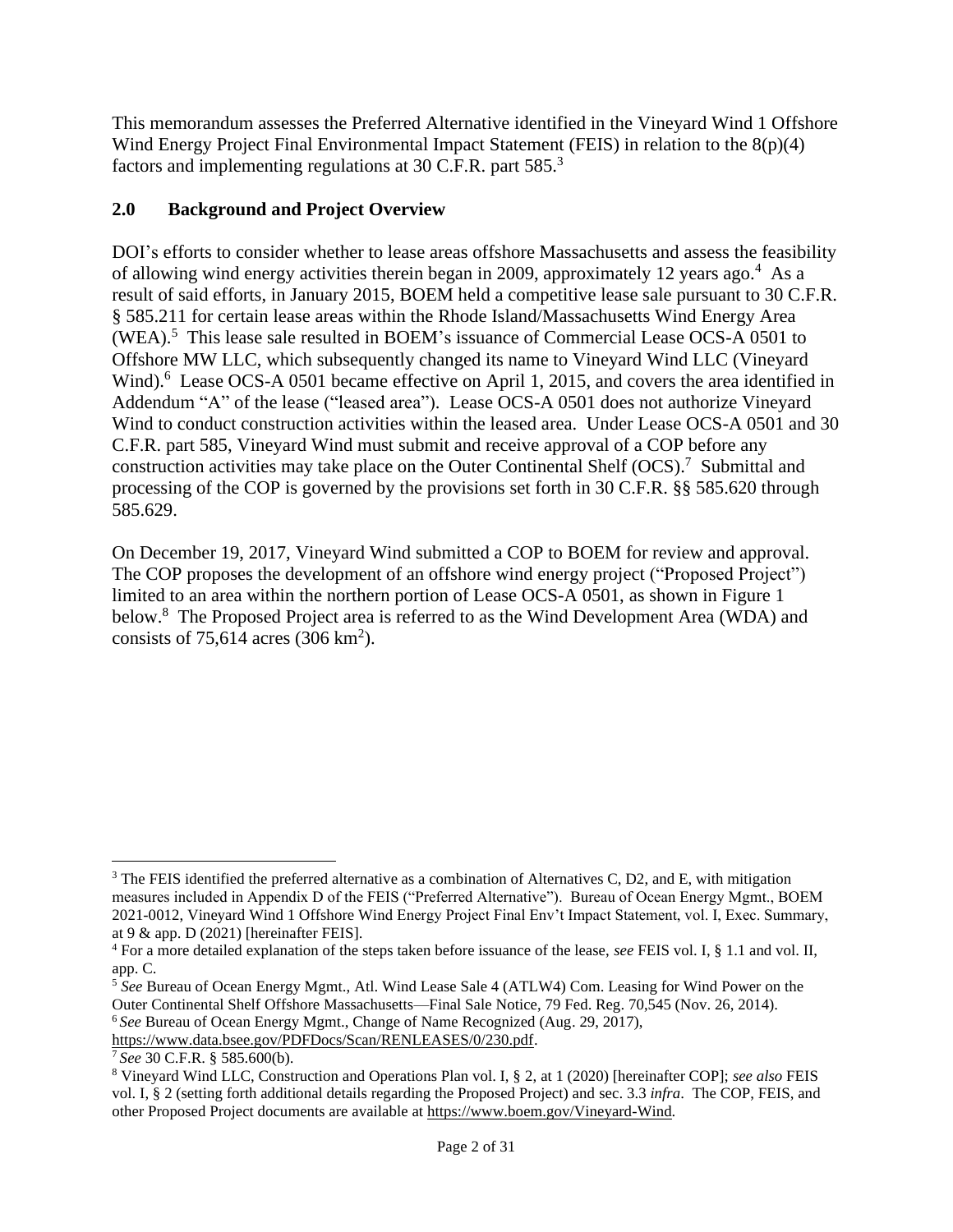This memorandum assesses the Preferred Alternative identified in the Vineyard Wind 1 Offshore Wind Energy Project Final Environmental Impact Statement (FEIS) in relation to the 8(p)(4) factors and implementing regulations at 30 C.F.R. part 585.[3]

## 2.0 Background and Project Overview

DOI's efforts to consider whether to lease areas offshore Massachusetts and assess the feasibility of allowing wind energy activities therein began in 2009, approximately 12 years ago.[4] As a result of said efforts, in January 2015, BOEM held a competitive lease sale pursuant to 30 C.F.R. § 585.211 for certain lease areas within the Rhode Island/Massachusetts Wind Energy Area (WEA).[5] This lease sale resulted in BOEM's issuance of Commercial Lease OCS-A 0501 to Offshore MW LLC, which subsequently changed its name to Vineyard Wind LLC (Vineyard Wind).[6] Lease OCS-A 0501 became effective on April 1, 2015, and covers the area identified in Addendum "A" of the lease ("leased area"). Lease OCS-A 0501 does not authorize Vineyard Wind to conduct construction activities within the leased area. Under Lease OCS-A 0501 and 30 C.F.R. part 585, Vineyard Wind must submit and receive approval of a COP before any construction activities may take place on the Outer Continental Shelf (OCS).[7] Submittal and processing of the COP is governed by the provisions set forth in 30 C.F.R. §§ 585.620 through 585.629.

On December 19, 2017, Vineyard Wind submitted a COP to BOEM for review and approval. The COP proposes the development of an offshore wind energy project ("Proposed Project") limited to an area within the northern portion of Lease OCS-A 0501, as shown in Figure 1 below.[8] The Proposed Project area is referred to as the Wind Development Area (WDA) and consists of 75,614 acres (306 km$^2$).

---

[3] The FEIS identified the preferred alternative as a combination of Alternatives C, D2, and E, with mitigation measures included in Appendix D of the FEIS ("Preferred Alternative"). Bureau of Ocean Energy Mgmt., BOEM 2021-0012, Vineyard Wind 1 Offshore Wind Energy Project Final Env't Impact Statement, vol. I, Exec. Summary, at 9 & app. D (2021) [hereinafter FEIS].

[4] For a more detailed explanation of the steps taken before issuance of the lease, *see* FEIS vol. I, § 1.1 and vol. II, app. C.

[5] *See* Bureau of Ocean Energy Mgmt., Atl. Wind Lease Sale 4 (ATLW4) Com. Leasing for Wind Power on the Outer Continental Shelf Offshore Massachusetts—Final Sale Notice, 79 Fed. Reg. 70,545 (Nov. 26, 2014).

[6] *See* Bureau of Ocean Energy Mgmt., Change of Name Recognized (Aug. 29, 2017), https://www.data.bsee.gov/PDFDocs/Scan/RENLEASES/0/230.pdf.

[7] *See* 30 C.F.R. § 585.600(b).

[8] Vineyard Wind LLC, Construction and Operations Plan vol. I, § 2, at 1 (2020) [hereinafter COP]; *see also* FEIS vol. I, § 2 (setting forth additional details regarding the Proposed Project) and sec. 3.3 *infra*. The COP, FEIS, and other Proposed Project documents are available at https://www.boem.gov/Vineyard-Wind.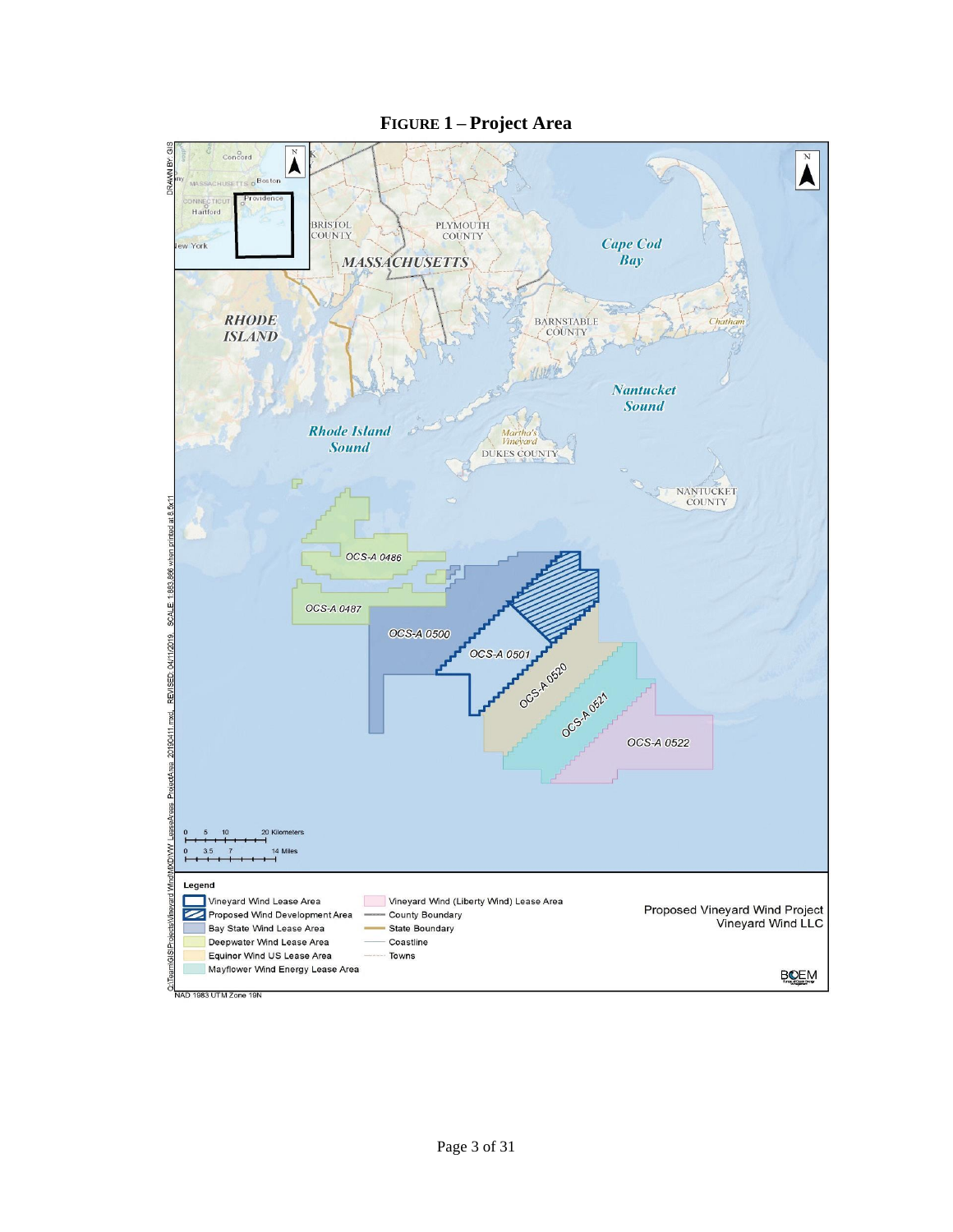**FIGURE 1 – Project Area**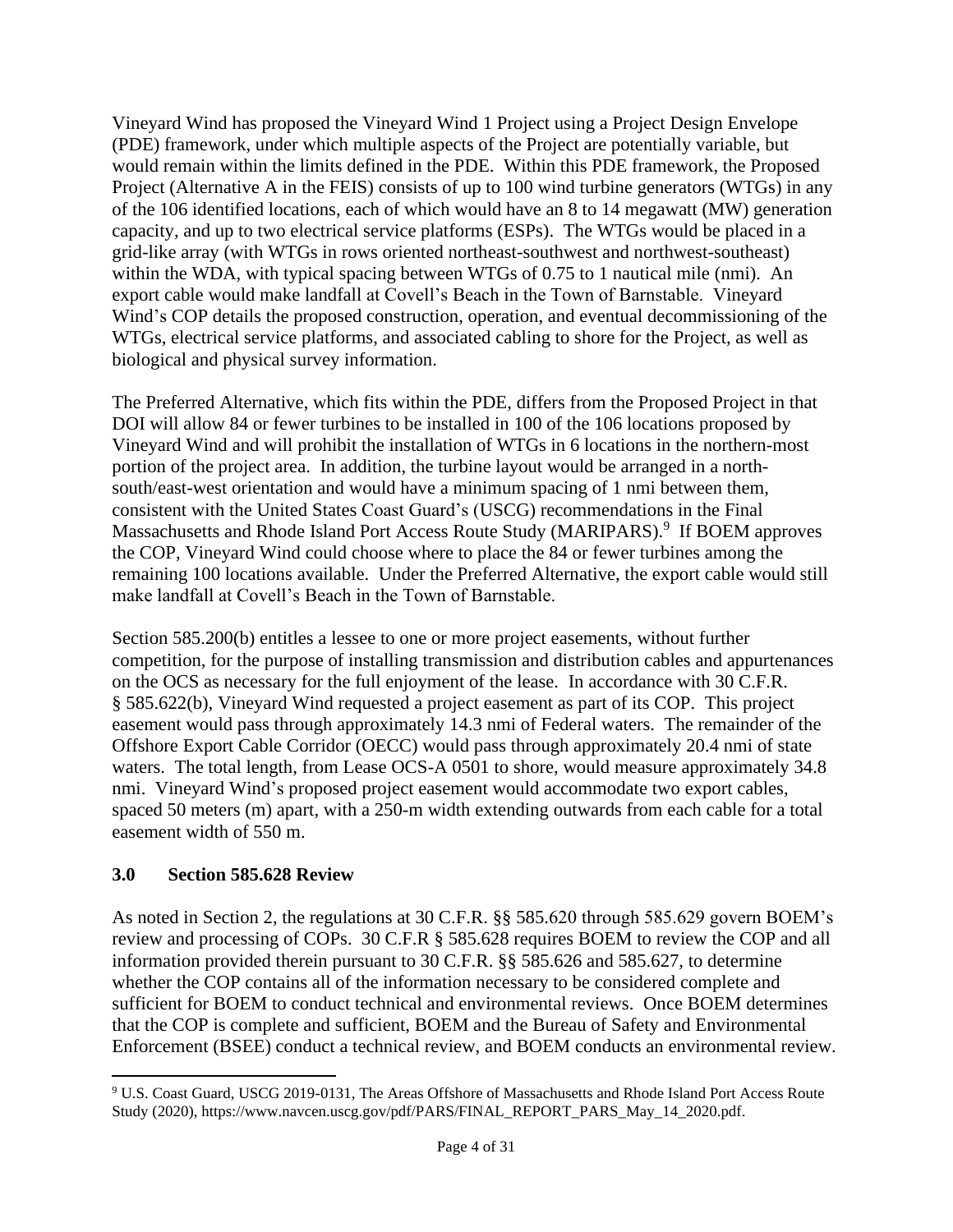Vineyard Wind has proposed the Vineyard Wind 1 Project using a Project Design Envelope (PDE) framework, under which multiple aspects of the Project are potentially variable, but would remain within the limits defined in the PDE. Within this PDE framework, the Proposed Project (Alternative A in the FEIS) consists of up to 100 wind turbine generators (WTGs) in any of the 106 identified locations, each of which would have an 8 to 14 megawatt (MW) generation capacity, and up to two electrical service platforms (ESPs). The WTGs would be placed in a grid-like array (with WTGs in rows oriented northeast-southwest and northwest-southeast) within the WDA, with typical spacing between WTGs of 0.75 to 1 nautical mile (nmi). An export cable would make landfall at Covell's Beach in the Town of Barnstable. Vineyard Wind's COP details the proposed construction, operation, and eventual decommissioning of the WTGs, electrical service platforms, and associated cabling to shore for the Project, as well as biological and physical survey information.

The Preferred Alternative, which fits within the PDE, differs from the Proposed Project in that DOI will allow 84 or fewer turbines to be installed in 100 of the 106 locations proposed by Vineyard Wind and will prohibit the installation of WTGs in 6 locations in the northern-most portion of the project area. In addition, the turbine layout would be arranged in a north-south/east-west orientation and would have a minimum spacing of 1 nmi between them, consistent with the United States Coast Guard's (USCG) recommendations in the Final Massachusetts and Rhode Island Port Access Route Study (MARIPARS).[9] If BOEM approves the COP, Vineyard Wind could choose where to place the 84 or fewer turbines among the remaining 100 locations available. Under the Preferred Alternative, the export cable would still make landfall at Covell's Beach in the Town of Barnstable.

Section 585.200(b) entitles a lessee to one or more project easements, without further competition, for the purpose of installing transmission and distribution cables and appurtenances on the OCS as necessary for the full enjoyment of the lease. In accordance with 30 C.F.R. § 585.622(b), Vineyard Wind requested a project easement as part of its COP. This project easement would pass through approximately 14.3 nmi of Federal waters. The remainder of the Offshore Export Cable Corridor (OECC) would pass through approximately 20.4 nmi of state waters. The total length, from Lease OCS-A 0501 to shore, would measure approximately 34.8 nmi. Vineyard Wind's proposed project easement would accommodate two export cables, spaced 50 meters (m) apart, with a 250-m width extending outwards from each cable for a total easement width of 550 m.

## 3.0 Section 585.628 Review

As noted in Section 2, the regulations at 30 C.F.R. §§ 585.620 through 585.629 govern BOEM's review and processing of COPs. 30 C.F.R § 585.628 requires BOEM to review the COP and all information provided therein pursuant to 30 C.F.R. §§ 585.626 and 585.627, to determine whether the COP contains all of the information necessary to be considered complete and sufficient for BOEM to conduct technical and environmental reviews. Once BOEM determines that the COP is complete and sufficient, BOEM and the Bureau of Safety and Environmental Enforcement (BSEE) conduct a technical review, and BOEM conducts an environmental review.

---

[9] U.S. Coast Guard, USCG 2019-0131, The Areas Offshore of Massachusetts and Rhode Island Port Access Route Study (2020), https://www.navcen.uscg.gov/pdf/PARS/FINAL_REPORT_PARS_May_14_2020.pdf.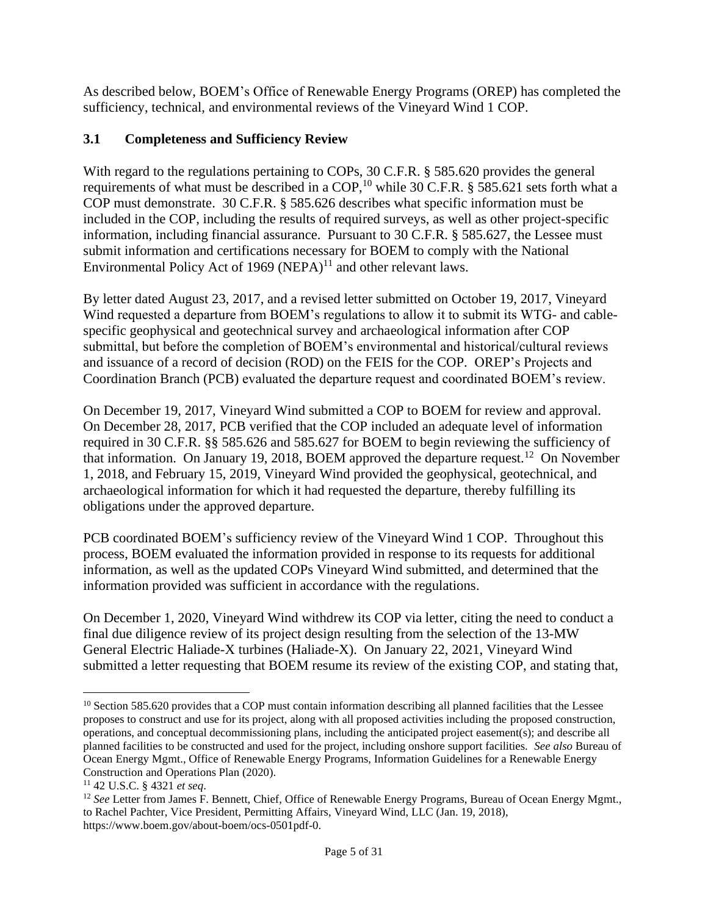As described below, BOEM's Office of Renewable Energy Programs (OREP) has completed the sufficiency, technical, and environmental reviews of the Vineyard Wind 1 COP.

### 3.1 Completeness and Sufficiency Review

With regard to the regulations pertaining to COPs, 30 C.F.R. § 585.620 provides the general requirements of what must be described in a COP,[10] while 30 C.F.R. § 585.621 sets forth what a COP must demonstrate. 30 C.F.R. § 585.626 describes what specific information must be included in the COP, including the results of required surveys, as well as other project-specific information, including financial assurance. Pursuant to 30 C.F.R. § 585.627, the Lessee must submit information and certifications necessary for BOEM to comply with the National Environmental Policy Act of 1969 (NEPA)[11] and other relevant laws.

By letter dated August 23, 2017, and a revised letter submitted on October 19, 2017, Vineyard Wind requested a departure from BOEM's regulations to allow it to submit its WTG- and cable-specific geophysical and geotechnical survey and archaeological information after COP submittal, but before the completion of BOEM's environmental and historical/cultural reviews and issuance of a record of decision (ROD) on the FEIS for the COP. OREP's Projects and Coordination Branch (PCB) evaluated the departure request and coordinated BOEM's review.

On December 19, 2017, Vineyard Wind submitted a COP to BOEM for review and approval. On December 28, 2017, PCB verified that the COP included an adequate level of information required in 30 C.F.R. §§ 585.626 and 585.627 for BOEM to begin reviewing the sufficiency of that information. On January 19, 2018, BOEM approved the departure request.[12] On November 1, 2018, and February 15, 2019, Vineyard Wind provided the geophysical, geotechnical, and archaeological information for which it had requested the departure, thereby fulfilling its obligations under the approved departure.

PCB coordinated BOEM's sufficiency review of the Vineyard Wind 1 COP. Throughout this process, BOEM evaluated the information provided in response to its requests for additional information, as well as the updated COPs Vineyard Wind submitted, and determined that the information provided was sufficient in accordance with the regulations.

On December 1, 2020, Vineyard Wind withdrew its COP via letter, citing the need to conduct a final due diligence review of its project design resulting from the selection of the 13-MW General Electric Haliade-X turbines (Haliade-X). On January 22, 2021, Vineyard Wind submitted a letter requesting that BOEM resume its review of the existing COP, and stating that,

---

[10] Section 585.620 provides that a COP must contain information describing all planned facilities that the Lessee proposes to construct and use for its project, along with all proposed activities including the proposed construction, operations, and conceptual decommissioning plans, including the anticipated project easement(s); and describe all planned facilities to be constructed and used for the project, including onshore support facilities. *See also* Bureau of Ocean Energy Mgmt., Office of Renewable Energy Programs, Information Guidelines for a Renewable Energy Construction and Operations Plan (2020).

[11] 42 U.S.C. § 4321 *et seq*.

[12] *See* Letter from James F. Bennett, Chief, Office of Renewable Energy Programs, Bureau of Ocean Energy Mgmt., to Rachel Pachter, Vice President, Permitting Affairs, Vineyard Wind, LLC (Jan. 19, 2018), https://www.boem.gov/about-boem/ocs-0501pdf-0.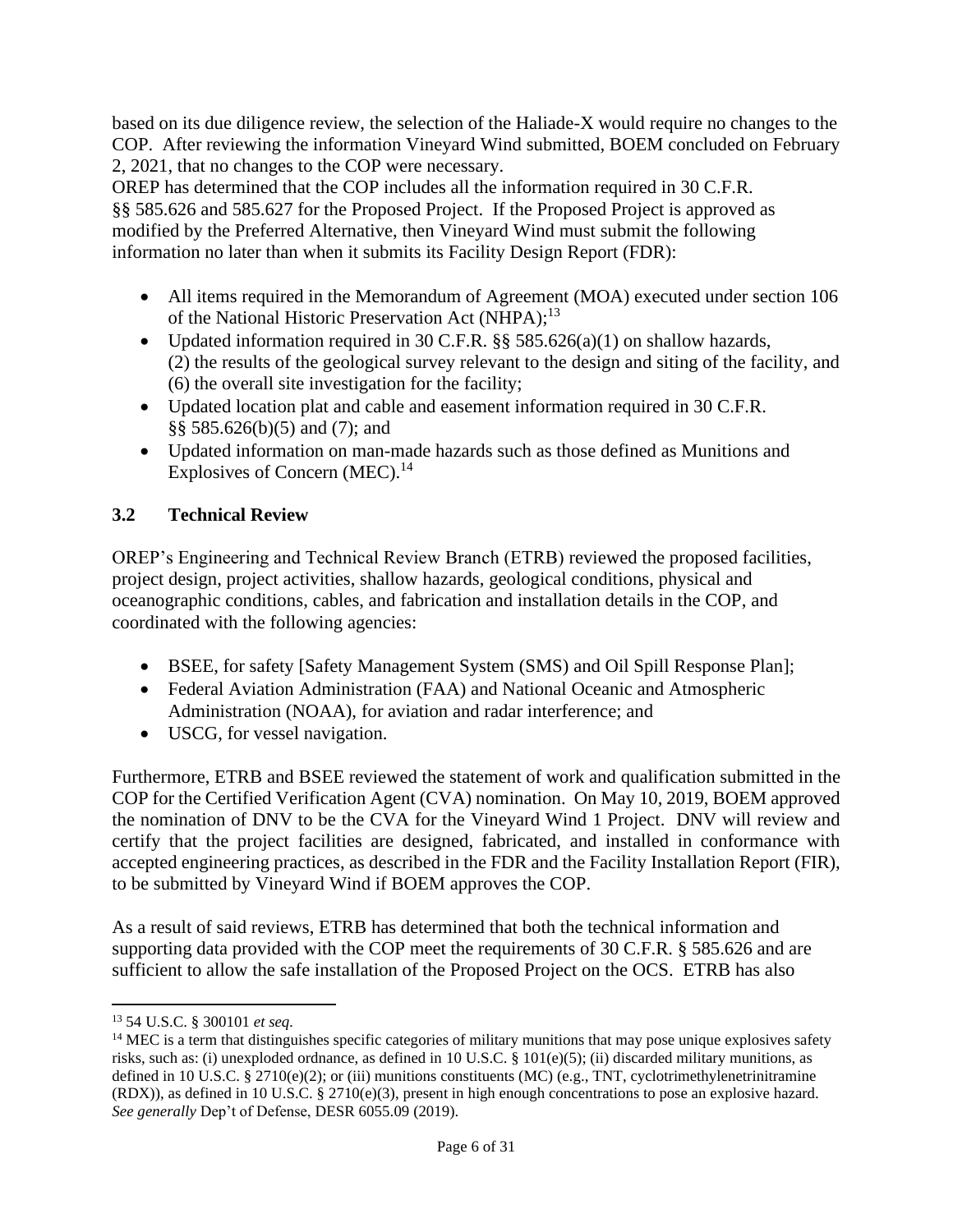based on its due diligence review, the selection of the Haliade-X would require no changes to the COP. After reviewing the information Vineyard Wind submitted, BOEM concluded on February 2, 2021, that no changes to the COP were necessary.

OREP has determined that the COP includes all the information required in 30 C.F.R. §§ 585.626 and 585.627 for the Proposed Project. If the Proposed Project is approved as modified by the Preferred Alternative, then Vineyard Wind must submit the following information no later than when it submits its Facility Design Report (FDR):

- All items required in the Memorandum of Agreement (MOA) executed under section 106 of the National Historic Preservation Act (NHPA);[13]
- Updated information required in 30 C.F.R. §§ 585.626(a)(1) on shallow hazards, (2) the results of the geological survey relevant to the design and siting of the facility, and (6) the overall site investigation for the facility;
- Updated location plat and cable and easement information required in 30 C.F.R. §§ 585.626(b)(5) and (7); and
- Updated information on man-made hazards such as those defined as Munitions and Explosives of Concern (MEC).[14]

### 3.2 Technical Review

OREP's Engineering and Technical Review Branch (ETRB) reviewed the proposed facilities, project design, project activities, shallow hazards, geological conditions, physical and oceanographic conditions, cables, and fabrication and installation details in the COP, and coordinated with the following agencies:

- BSEE, for safety [Safety Management System (SMS) and Oil Spill Response Plan];
- Federal Aviation Administration (FAA) and National Oceanic and Atmospheric Administration (NOAA), for aviation and radar interference; and
- USCG, for vessel navigation.

Furthermore, ETRB and BSEE reviewed the statement of work and qualification submitted in the COP for the Certified Verification Agent (CVA) nomination. On May 10, 2019, BOEM approved the nomination of DNV to be the CVA for the Vineyard Wind 1 Project. DNV will review and certify that the project facilities are designed, fabricated, and installed in conformance with accepted engineering practices, as described in the FDR and the Facility Installation Report (FIR), to be submitted by Vineyard Wind if BOEM approves the COP.

As a result of said reviews, ETRB has determined that both the technical information and supporting data provided with the COP meet the requirements of 30 C.F.R. § 585.626 and are sufficient to allow the safe installation of the Proposed Project on the OCS. ETRB has also

---

[13] 54 U.S.C. § 300101 *et seq.*

[14] MEC is a term that distinguishes specific categories of military munitions that may pose unique explosives safety risks, such as: (i) unexploded ordnance, as defined in 10 U.S.C. § 101(e)(5); (ii) discarded military munitions, as defined in 10 U.S.C. § 2710(e)(2); or (iii) munitions constituents (MC) (e.g., TNT, cyclotrimethylenetrinitramine (RDX)), as defined in 10 U.S.C. § 2710(e)(3), present in high enough concentrations to pose an explosive hazard. *See generally* Dep't of Defense, DESR 6055.09 (2019).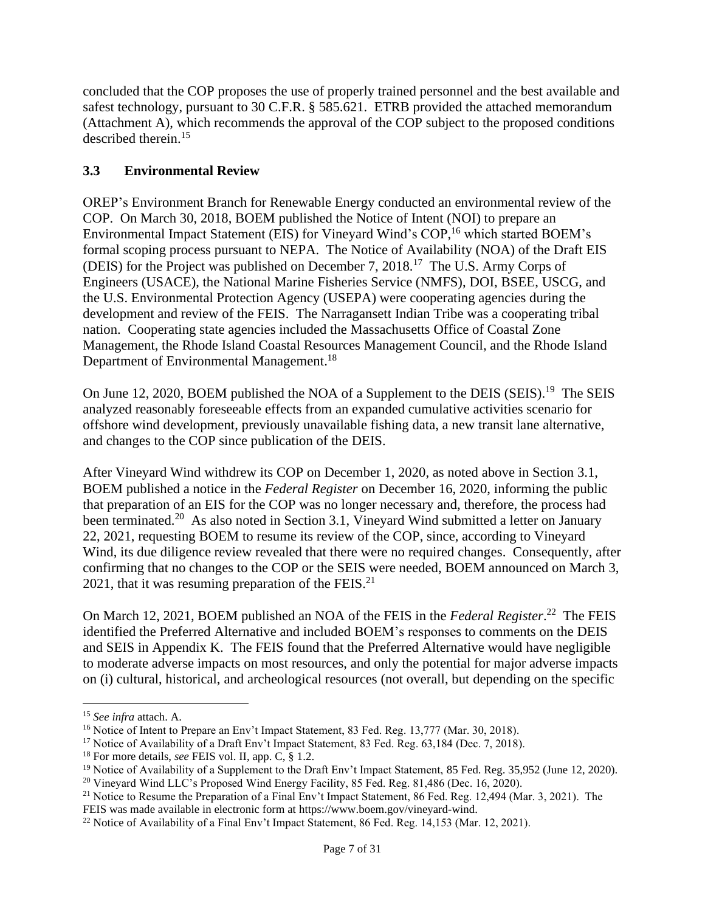concluded that the COP proposes the use of properly trained personnel and the best available and safest technology, pursuant to 30 C.F.R. § 585.621. ETRB provided the attached memorandum (Attachment A), which recommends the approval of the COP subject to the proposed conditions described therein.[15]

### 3.3 Environmental Review

OREP's Environment Branch for Renewable Energy conducted an environmental review of the COP. On March 30, 2018, BOEM published the Notice of Intent (NOI) to prepare an Environmental Impact Statement (EIS) for Vineyard Wind's COP,[16] which started BOEM's formal scoping process pursuant to NEPA. The Notice of Availability (NOA) of the Draft EIS (DEIS) for the Project was published on December 7, 2018.[17] The U.S. Army Corps of Engineers (USACE), the National Marine Fisheries Service (NMFS), DOI, BSEE, USCG, and the U.S. Environmental Protection Agency (USEPA) were cooperating agencies during the development and review of the FEIS. The Narragansett Indian Tribe was a cooperating tribal nation. Cooperating state agencies included the Massachusetts Office of Coastal Zone Management, the Rhode Island Coastal Resources Management Council, and the Rhode Island Department of Environmental Management.[18]

On June 12, 2020, BOEM published the NOA of a Supplement to the DEIS (SEIS).[19] The SEIS analyzed reasonably foreseeable effects from an expanded cumulative activities scenario for offshore wind development, previously unavailable fishing data, a new transit lane alternative, and changes to the COP since publication of the DEIS.

After Vineyard Wind withdrew its COP on December 1, 2020, as noted above in Section 3.1, BOEM published a notice in the *Federal Register* on December 16, 2020, informing the public that preparation of an EIS for the COP was no longer necessary and, therefore, the process had been terminated.[20] As also noted in Section 3.1, Vineyard Wind submitted a letter on January 22, 2021, requesting BOEM to resume its review of the COP, since, according to Vineyard Wind, its due diligence review revealed that there were no required changes. Consequently, after confirming that no changes to the COP or the SEIS were needed, BOEM announced on March 3, 2021, that it was resuming preparation of the FEIS.[21]

On March 12, 2021, BOEM published an NOA of the FEIS in the *Federal Register*.[22] The FEIS identified the Preferred Alternative and included BOEM's responses to comments on the DEIS and SEIS in Appendix K. The FEIS found that the Preferred Alternative would have negligible to moderate adverse impacts on most resources, and only the potential for major adverse impacts on (i) cultural, historical, and archeological resources (not overall, but depending on the specific

---

[15] *See infra* attach. A.

[16] Notice of Intent to Prepare an Env't Impact Statement, 83 Fed. Reg. 13,777 (Mar. 30, 2018).

[17] Notice of Availability of a Draft Env't Impact Statement, 83 Fed. Reg. 63,184 (Dec. 7, 2018).

[18] For more details, *see* FEIS vol. II, app. C, § 1.2.

[19] Notice of Availability of a Supplement to the Draft Env't Impact Statement, 85 Fed. Reg. 35,952 (June 12, 2020).

[20] Vineyard Wind LLC's Proposed Wind Energy Facility, 85 Fed. Reg. 81,486 (Dec. 16, 2020).

[21] Notice to Resume the Preparation of a Final Env't Impact Statement, 86 Fed. Reg. 12,494 (Mar. 3, 2021). The FEIS was made available in electronic form at https://www.boem.gov/vineyard-wind.

[22] Notice of Availability of a Final Env't Impact Statement, 86 Fed. Reg. 14,153 (Mar. 12, 2021).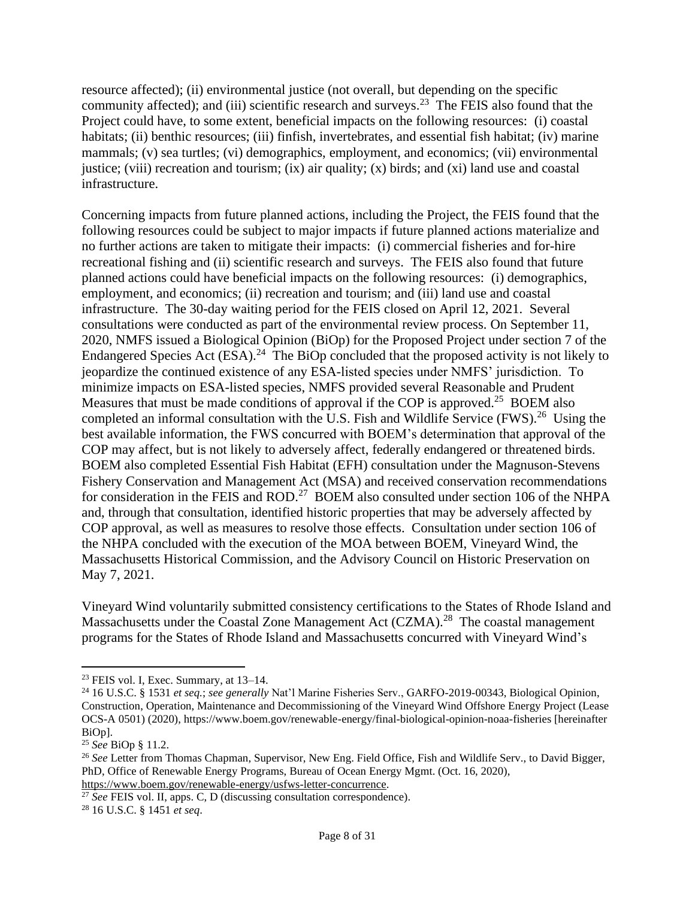resource affected); (ii) environmental justice (not overall, but depending on the specific community affected); and (iii) scientific research and surveys.[23] The FEIS also found that the Project could have, to some extent, beneficial impacts on the following resources: (i) coastal habitats; (ii) benthic resources; (iii) finfish, invertebrates, and essential fish habitat; (iv) marine mammals; (v) sea turtles; (vi) demographics, employment, and economics; (vii) environmental justice; (viii) recreation and tourism; (ix) air quality; (x) birds; and (xi) land use and coastal infrastructure.

Concerning impacts from future planned actions, including the Project, the FEIS found that the following resources could be subject to major impacts if future planned actions materialize and no further actions are taken to mitigate their impacts: (i) commercial fisheries and for-hire recreational fishing and (ii) scientific research and surveys. The FEIS also found that future planned actions could have beneficial impacts on the following resources: (i) demographics, employment, and economics; (ii) recreation and tourism; and (iii) land use and coastal infrastructure. The 30-day waiting period for the FEIS closed on April 12, 2021. Several consultations were conducted as part of the environmental review process. On September 11, 2020, NMFS issued a Biological Opinion (BiOp) for the Proposed Project under section 7 of the Endangered Species Act (ESA).[24] The BiOp concluded that the proposed activity is not likely to jeopardize the continued existence of any ESA-listed species under NMFS' jurisdiction. To minimize impacts on ESA-listed species, NMFS provided several Reasonable and Prudent Measures that must be made conditions of approval if the COP is approved.[25] BOEM also completed an informal consultation with the U.S. Fish and Wildlife Service (FWS).[26] Using the best available information, the FWS concurred with BOEM's determination that approval of the COP may affect, but is not likely to adversely affect, federally endangered or threatened birds. BOEM also completed Essential Fish Habitat (EFH) consultation under the Magnuson-Stevens Fishery Conservation and Management Act (MSA) and received conservation recommendations for consideration in the FEIS and ROD.[27] BOEM also consulted under section 106 of the NHPA and, through that consultation, identified historic properties that may be adversely affected by COP approval, as well as measures to resolve those effects. Consultation under section 106 of the NHPA concluded with the execution of the MOA between BOEM, Vineyard Wind, the Massachusetts Historical Commission, and the Advisory Council on Historic Preservation on May 7, 2021.

Vineyard Wind voluntarily submitted consistency certifications to the States of Rhode Island and Massachusetts under the Coastal Zone Management Act (CZMA).[28] The coastal management programs for the States of Rhode Island and Massachusetts concurred with Vineyard Wind's

---

[23] FEIS vol. I, Exec. Summary, at 13–14.

[24] 16 U.S.C. § 1531 *et seq.*; *see generally* Nat'l Marine Fisheries Serv., GARFO-2019-00343, Biological Opinion, Construction, Operation, Maintenance and Decommissioning of the Vineyard Wind Offshore Energy Project (Lease OCS-A 0501) (2020), https://www.boem.gov/renewable-energy/final-biological-opinion-noaa-fisheries [hereinafter BiOp].

[25] *See* BiOp § 11.2.

[26] *See* Letter from Thomas Chapman, Supervisor, New Eng. Field Office, Fish and Wildlife Serv., to David Bigger, PhD, Office of Renewable Energy Programs, Bureau of Ocean Energy Mgmt. (Oct. 16, 2020), https://www.boem.gov/renewable-energy/usfws-letter-concurrence.

[27] *See* FEIS vol. II, apps. C, D (discussing consultation correspondence).

[28] 16 U.S.C. § 1451 *et seq*.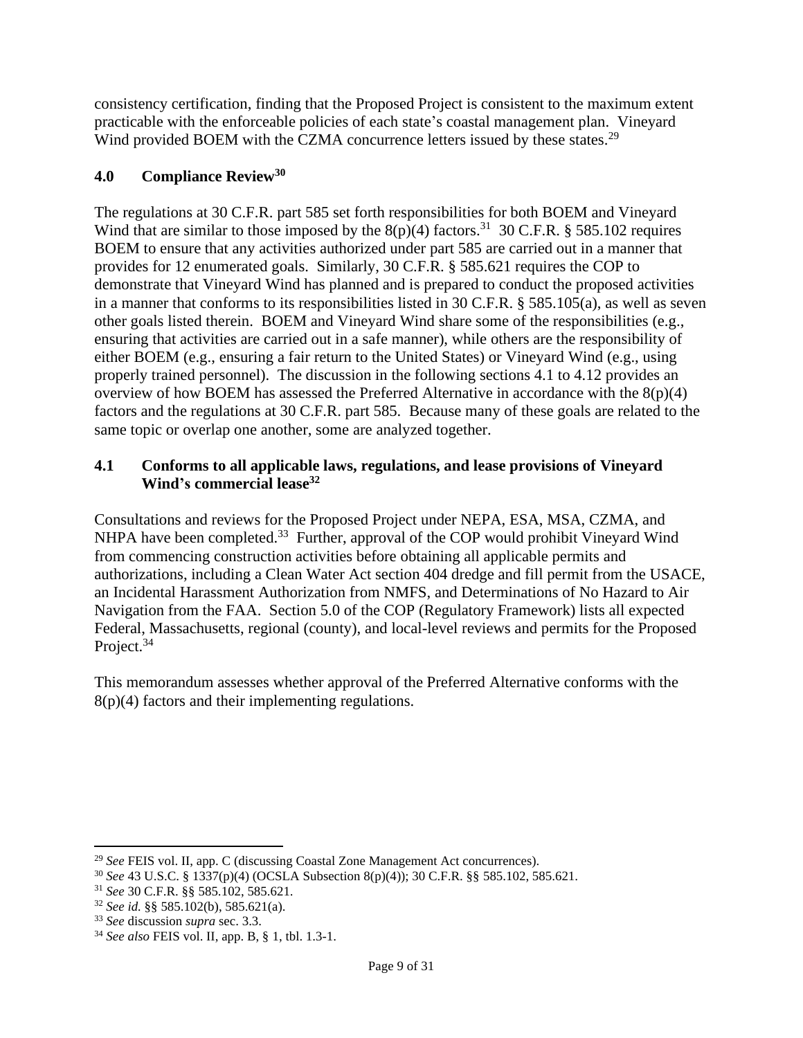consistency certification, finding that the Proposed Project is consistent to the maximum extent practicable with the enforceable policies of each state's coastal management plan. Vineyard Wind provided BOEM with the CZMA concurrence letters issued by these states.[29]

## 4.0 Compliance Review[30]

The regulations at 30 C.F.R. part 585 set forth responsibilities for both BOEM and Vineyard Wind that are similar to those imposed by the 8(p)(4) factors.[31] 30 C.F.R. § 585.102 requires BOEM to ensure that any activities authorized under part 585 are carried out in a manner that provides for 12 enumerated goals. Similarly, 30 C.F.R. § 585.621 requires the COP to demonstrate that Vineyard Wind has planned and is prepared to conduct the proposed activities in a manner that conforms to its responsibilities listed in 30 C.F.R. § 585.105(a), as well as seven other goals listed therein. BOEM and Vineyard Wind share some of the responsibilities (e.g., ensuring that activities are carried out in a safe manner), while others are the responsibility of either BOEM (e.g., ensuring a fair return to the United States) or Vineyard Wind (e.g., using properly trained personnel). The discussion in the following sections 4.1 to 4.12 provides an overview of how BOEM has assessed the Preferred Alternative in accordance with the 8(p)(4) factors and the regulations at 30 C.F.R. part 585. Because many of these goals are related to the same topic or overlap one another, some are analyzed together.

### 4.1 Conforms to all applicable laws, regulations, and lease provisions of Vineyard Wind's commercial lease[32]

Consultations and reviews for the Proposed Project under NEPA, ESA, MSA, CZMA, and NHPA have been completed.[33] Further, approval of the COP would prohibit Vineyard Wind from commencing construction activities before obtaining all applicable permits and authorizations, including a Clean Water Act section 404 dredge and fill permit from the USACE, an Incidental Harassment Authorization from NMFS, and Determinations of No Hazard to Air Navigation from the FAA. Section 5.0 of the COP (Regulatory Framework) lists all expected Federal, Massachusetts, regional (county), and local-level reviews and permits for the Proposed Project.[34]

This memorandum assesses whether approval of the Preferred Alternative conforms with the 8(p)(4) factors and their implementing regulations.

---

[29] *See* FEIS vol. II, app. C (discussing Coastal Zone Management Act concurrences).

[30] *See* 43 U.S.C. § 1337(p)(4) (OCSLA Subsection 8(p)(4)); 30 C.F.R. §§ 585.102, 585.621.

[31] *See* 30 C.F.R. §§ 585.102, 585.621.

[32] *See id.* §§ 585.102(b), 585.621(a).

[33] *See* discussion *supra* sec. 3.3.

[34] *See also* FEIS vol. II, app. B, § 1, tbl. 1.3-1.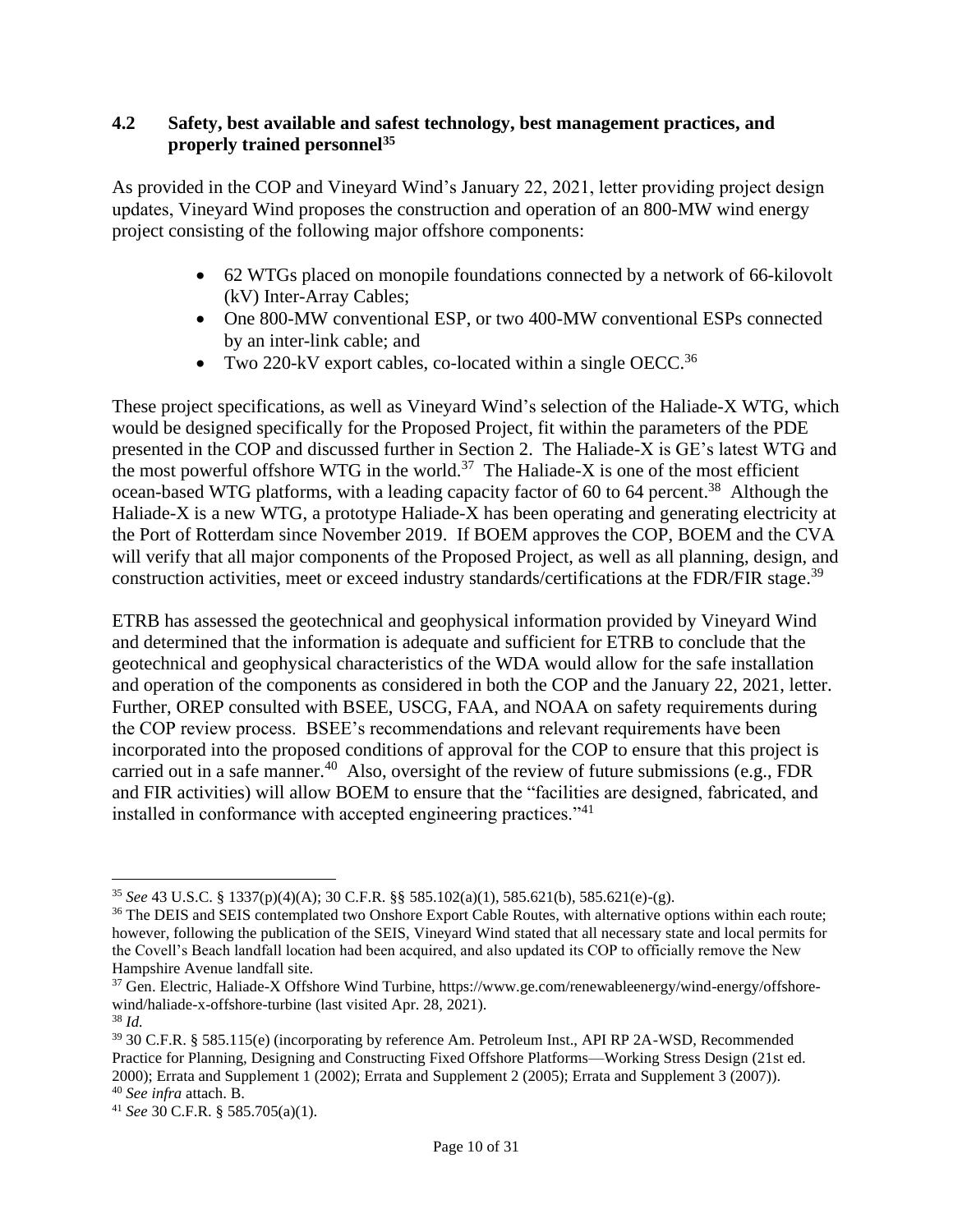### 4.2 Safety, best available and safest technology, best management practices, and properly trained personnel[35]

As provided in the COP and Vineyard Wind's January 22, 2021, letter providing project design updates, Vineyard Wind proposes the construction and operation of an 800-MW wind energy project consisting of the following major offshore components:

- 62 WTGs placed on monopile foundations connected by a network of 66-kilovolt (kV) Inter-Array Cables;
- One 800-MW conventional ESP, or two 400-MW conventional ESPs connected by an inter-link cable; and
- Two 220-kV export cables, co-located within a single OECC.[36]

These project specifications, as well as Vineyard Wind's selection of the Haliade-X WTG, which would be designed specifically for the Proposed Project, fit within the parameters of the PDE presented in the COP and discussed further in Section 2. The Haliade-X is GE's latest WTG and the most powerful offshore WTG in the world.[37] The Haliade-X is one of the most efficient ocean-based WTG platforms, with a leading capacity factor of 60 to 64 percent.[38] Although the Haliade-X is a new WTG, a prototype Haliade-X has been operating and generating electricity at the Port of Rotterdam since November 2019. If BOEM approves the COP, BOEM and the CVA will verify that all major components of the Proposed Project, as well as all planning, design, and construction activities, meet or exceed industry standards/certifications at the FDR/FIR stage.[39]

ETRB has assessed the geotechnical and geophysical information provided by Vineyard Wind and determined that the information is adequate and sufficient for ETRB to conclude that the geotechnical and geophysical characteristics of the WDA would allow for the safe installation and operation of the components as considered in both the COP and the January 22, 2021, letter. Further, OREP consulted with BSEE, USCG, FAA, and NOAA on safety requirements during the COP review process. BSEE's recommendations and relevant requirements have been incorporated into the proposed conditions of approval for the COP to ensure that this project is carried out in a safe manner.[40] Also, oversight of the review of future submissions (e.g., FDR and FIR activities) will allow BOEM to ensure that the "facilities are designed, fabricated, and installed in conformance with accepted engineering practices."[41]

---

[35] *See* 43 U.S.C. § 1337(p)(4)(A); 30 C.F.R. §§ 585.102(a)(1), 585.621(b), 585.621(e)-(g).

[36] The DEIS and SEIS contemplated two Onshore Export Cable Routes, with alternative options within each route; however, following the publication of the SEIS, Vineyard Wind stated that all necessary state and local permits for the Covell's Beach landfall location had been acquired, and also updated its COP to officially remove the New Hampshire Avenue landfall site.

[37] Gen. Electric, Haliade-X Offshore Wind Turbine, https://www.ge.com/renewableenergy/wind-energy/offshore-wind/haliade-x-offshore-turbine (last visited Apr. 28, 2021).

[38] *Id.*

[39] 30 C.F.R. § 585.115(e) (incorporating by reference Am. Petroleum Inst., API RP 2A-WSD, Recommended Practice for Planning, Designing and Constructing Fixed Offshore Platforms—Working Stress Design (21st ed. 2000); Errata and Supplement 1 (2002); Errata and Supplement 2 (2005); Errata and Supplement 3 (2007)).

[40] *See infra* attach. B.

[41] *See* 30 C.F.R. § 585.705(a)(1).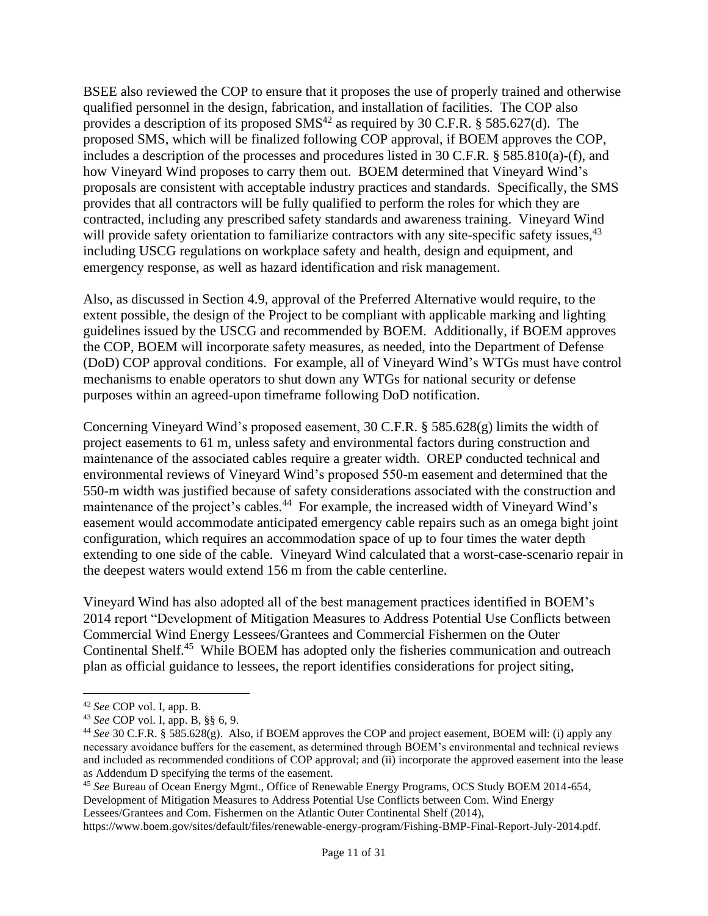BSEE also reviewed the COP to ensure that it proposes the use of properly trained and otherwise qualified personnel in the design, fabrication, and installation of facilities. The COP also provides a description of its proposed SMS[42] as required by 30 C.F.R. § 585.627(d). The proposed SMS, which will be finalized following COP approval, if BOEM approves the COP, includes a description of the processes and procedures listed in 30 C.F.R. § 585.810(a)-(f), and how Vineyard Wind proposes to carry them out. BOEM determined that Vineyard Wind's proposals are consistent with acceptable industry practices and standards. Specifically, the SMS provides that all contractors will be fully qualified to perform the roles for which they are contracted, including any prescribed safety standards and awareness training. Vineyard Wind will provide safety orientation to familiarize contractors with any site-specific safety issues,[43] including USCG regulations on workplace safety and health, design and equipment, and emergency response, as well as hazard identification and risk management.

Also, as discussed in Section 4.9, approval of the Preferred Alternative would require, to the extent possible, the design of the Project to be compliant with applicable marking and lighting guidelines issued by the USCG and recommended by BOEM. Additionally, if BOEM approves the COP, BOEM will incorporate safety measures, as needed, into the Department of Defense (DoD) COP approval conditions. For example, all of Vineyard Wind's WTGs must have control mechanisms to enable operators to shut down any WTGs for national security or defense purposes within an agreed-upon timeframe following DoD notification.

Concerning Vineyard Wind's proposed easement, 30 C.F.R. § 585.628(g) limits the width of project easements to 61 m, unless safety and environmental factors during construction and maintenance of the associated cables require a greater width. OREP conducted technical and environmental reviews of Vineyard Wind's proposed 550-m easement and determined that the 550-m width was justified because of safety considerations associated with the construction and maintenance of the project's cables.[44] For example, the increased width of Vineyard Wind's easement would accommodate anticipated emergency cable repairs such as an omega bight joint configuration, which requires an accommodation space of up to four times the water depth extending to one side of the cable. Vineyard Wind calculated that a worst-case-scenario repair in the deepest waters would extend 156 m from the cable centerline.

Vineyard Wind has also adopted all of the best management practices identified in BOEM's 2014 report "Development of Mitigation Measures to Address Potential Use Conflicts between Commercial Wind Energy Lessees/Grantees and Commercial Fishermen on the Outer Continental Shelf.[45] While BOEM has adopted only the fisheries communication and outreach plan as official guidance to lessees, the report identifies considerations for project siting,

---

[42] *See* COP vol. I, app. B.

[43] *See* COP vol. I, app. B, §§ 6, 9.

[44] *See* 30 C.F.R. § 585.628(g). Also, if BOEM approves the COP and project easement, BOEM will: (i) apply any necessary avoidance buffers for the easement, as determined through BOEM's environmental and technical reviews and included as recommended conditions of COP approval; and (ii) incorporate the approved easement into the lease as Addendum D specifying the terms of the easement.

[45] *See* Bureau of Ocean Energy Mgmt., Office of Renewable Energy Programs, OCS Study BOEM 2014-654, Development of Mitigation Measures to Address Potential Use Conflicts between Com. Wind Energy Lessees/Grantees and Com. Fishermen on the Atlantic Outer Continental Shelf (2014), https://www.boem.gov/sites/default/files/renewable-energy-program/Fishing-BMP-Final-Report-July-2014.pdf.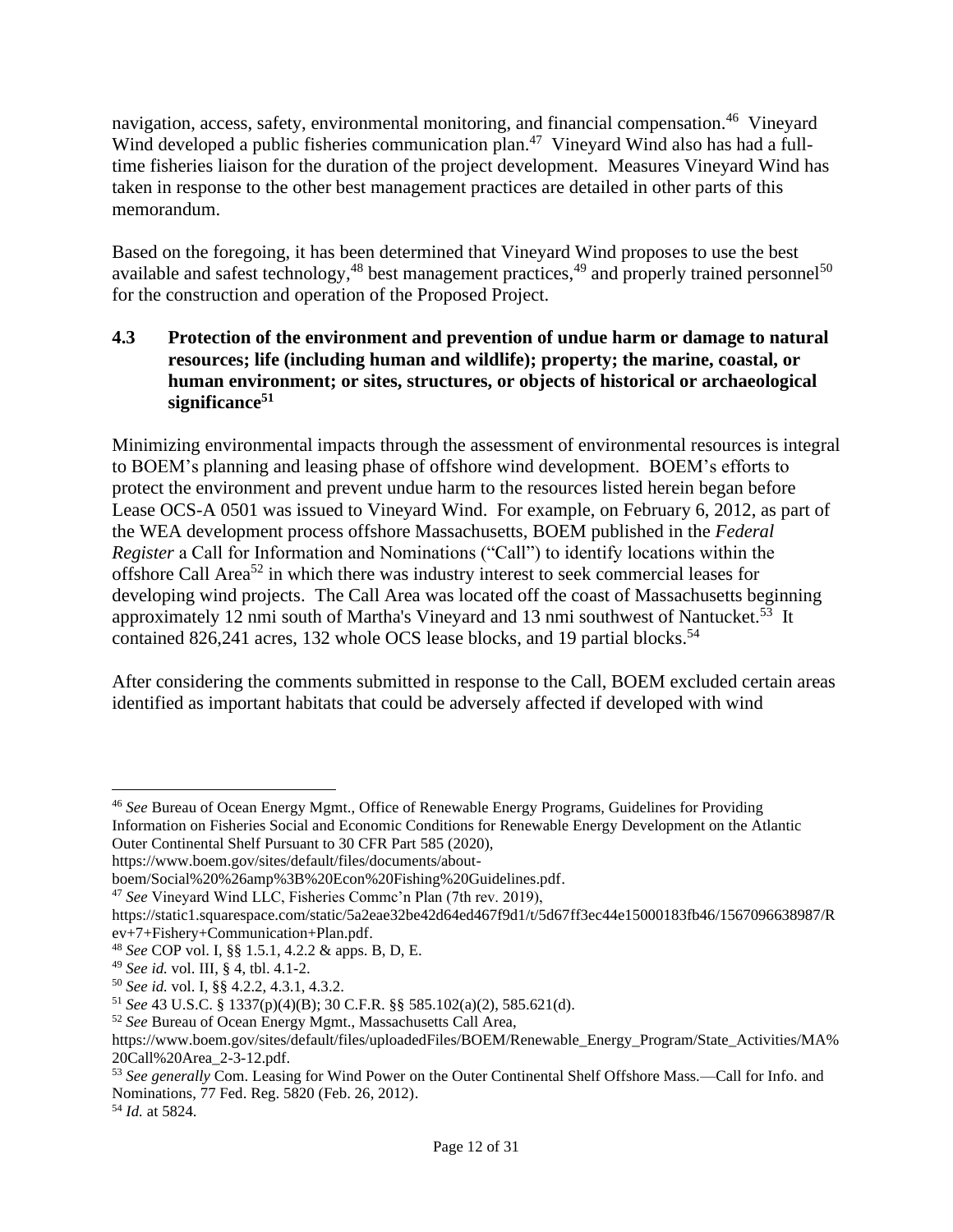navigation, access, safety, environmental monitoring, and financial compensation.[46] Vineyard Wind developed a public fisheries communication plan.[47] Vineyard Wind also has had a full-time fisheries liaison for the duration of the project development. Measures Vineyard Wind has taken in response to the other best management practices are detailed in other parts of this memorandum.

Based on the foregoing, it has been determined that Vineyard Wind proposes to use the best available and safest technology,[48] best management practices,[49] and properly trained personnel[50] for the construction and operation of the Proposed Project.

### 4.3 Protection of the environment and prevention of undue harm or damage to natural resources; life (including human and wildlife); property; the marine, coastal, or human environment; or sites, structures, or objects of historical or archaeological significance[51]

Minimizing environmental impacts through the assessment of environmental resources is integral to BOEM's planning and leasing phase of offshore wind development. BOEM's efforts to protect the environment and prevent undue harm to the resources listed herein began before Lease OCS-A 0501 was issued to Vineyard Wind. For example, on February 6, 2012, as part of the WEA development process offshore Massachusetts, BOEM published in the *Federal Register* a Call for Information and Nominations ("Call") to identify locations within the offshore Call Area[52] in which there was industry interest to seek commercial leases for developing wind projects. The Call Area was located off the coast of Massachusetts beginning approximately 12 nmi south of Martha's Vineyard and 13 nmi southwest of Nantucket.[53] It contained 826,241 acres, 132 whole OCS lease blocks, and 19 partial blocks.[54]

After considering the comments submitted in response to the Call, BOEM excluded certain areas identified as important habitats that could be adversely affected if developed with wind

---

[46] *See* Bureau of Ocean Energy Mgmt., Office of Renewable Energy Programs, Guidelines for Providing Information on Fisheries Social and Economic Conditions for Renewable Energy Development on the Atlantic Outer Continental Shelf Pursuant to 30 CFR Part 585 (2020), https://www.boem.gov/sites/default/files/documents/about-boem/Social%20%26amp%3B%20Econ%20Fishing%20Guidelines.pdf.

[47] *See* Vineyard Wind LLC, Fisheries Commc'n Plan (7th rev. 2019), https://static1.squarespace.com/static/5a2eae32be42d64ed467f9d1/t/5d67ff3ec44e15000183fb46/1567096638987/Rev+7+Fishery+Communication+Plan.pdf.

[48] *See* COP vol. I, §§ 1.5.1, 4.2.2 & apps. B, D, E.

[49] *See id.* vol. III, § 4, tbl. 4.1-2.

[50] *See id.* vol. I, §§ 4.2.2, 4.3.1, 4.3.2.

[51] *See* 43 U.S.C. § 1337(p)(4)(B); 30 C.F.R. §§ 585.102(a)(2), 585.621(d).

[52] *See* Bureau of Ocean Energy Mgmt., Massachusetts Call Area, https://www.boem.gov/sites/default/files/uploadedFiles/BOEM/Renewable_Energy_Program/State_Activities/MA%20Call%20Area_2-3-12.pdf.

[53] *See generally* Com. Leasing for Wind Power on the Outer Continental Shelf Offshore Mass.—Call for Info. and Nominations, 77 Fed. Reg. 5820 (Feb. 26, 2012).

[54] *Id.* at 5824.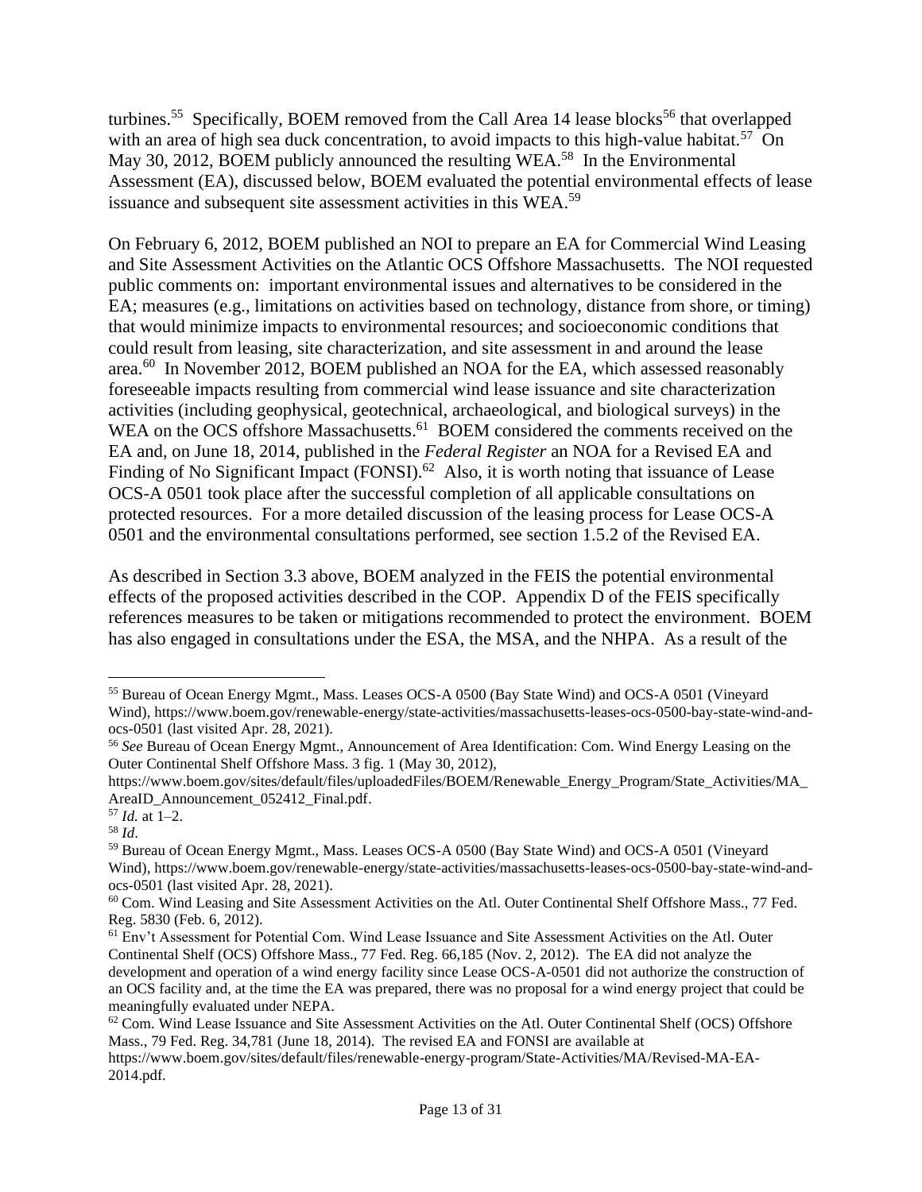turbines.[55] Specifically, BOEM removed from the Call Area 14 lease blocks[56] that overlapped with an area of high sea duck concentration, to avoid impacts to this high-value habitat.[57] On May 30, 2012, BOEM publicly announced the resulting WEA.[58] In the Environmental Assessment (EA), discussed below, BOEM evaluated the potential environmental effects of lease issuance and subsequent site assessment activities in this WEA.[59]

On February 6, 2012, BOEM published an NOI to prepare an EA for Commercial Wind Leasing and Site Assessment Activities on the Atlantic OCS Offshore Massachusetts. The NOI requested public comments on: important environmental issues and alternatives to be considered in the EA; measures (e.g., limitations on activities based on technology, distance from shore, or timing) that would minimize impacts to environmental resources; and socioeconomic conditions that could result from leasing, site characterization, and site assessment in and around the lease area.[60] In November 2012, BOEM published an NOA for the EA, which assessed reasonably foreseeable impacts resulting from commercial wind lease issuance and site characterization activities (including geophysical, geotechnical, archaeological, and biological surveys) in the WEA on the OCS offshore Massachusetts.[61] BOEM considered the comments received on the EA and, on June 18, 2014, published in the *Federal Register* an NOA for a Revised EA and Finding of No Significant Impact (FONSI).[62] Also, it is worth noting that issuance of Lease OCS-A 0501 took place after the successful completion of all applicable consultations on protected resources. For a more detailed discussion of the leasing process for Lease OCS-A 0501 and the environmental consultations performed, see section 1.5.2 of the Revised EA.

As described in Section 3.3 above, BOEM analyzed in the FEIS the potential environmental effects of the proposed activities described in the COP. Appendix D of the FEIS specifically references measures to be taken or mitigations recommended to protect the environment. BOEM has also engaged in consultations under the ESA, the MSA, and the NHPA. As a result of the

---

[55] Bureau of Ocean Energy Mgmt., Mass. Leases OCS-A 0500 (Bay State Wind) and OCS-A 0501 (Vineyard Wind), https://www.boem.gov/renewable-energy/state-activities/massachusetts-leases-ocs-0500-bay-state-wind-and-ocs-0501 (last visited Apr. 28, 2021).

[56] *See* Bureau of Ocean Energy Mgmt., Announcement of Area Identification: Com. Wind Energy Leasing on the Outer Continental Shelf Offshore Mass. 3 fig. 1 (May 30, 2012), https://www.boem.gov/sites/default/files/uploadedFiles/BOEM/Renewable_Energy_Program/State_Activities/MA_AreaID_Announcement_052412_Final.pdf.

[57] *Id.* at 1–2.

[58] *Id*.

[59] Bureau of Ocean Energy Mgmt., Mass. Leases OCS-A 0500 (Bay State Wind) and OCS-A 0501 (Vineyard Wind), https://www.boem.gov/renewable-energy/state-activities/massachusetts-leases-ocs-0500-bay-state-wind-and-ocs-0501 (last visited Apr. 28, 2021).

[60] Com. Wind Leasing and Site Assessment Activities on the Atl. Outer Continental Shelf Offshore Mass., 77 Fed. Reg. 5830 (Feb. 6, 2012).

[61] Env't Assessment for Potential Com. Wind Lease Issuance and Site Assessment Activities on the Atl. Outer Continental Shelf (OCS) Offshore Mass., 77 Fed. Reg. 66,185 (Nov. 2, 2012). The EA did not analyze the development and operation of a wind energy facility since Lease OCS-A-0501 did not authorize the construction of an OCS facility and, at the time the EA was prepared, there was no proposal for a wind energy project that could be meaningfully evaluated under NEPA.

[62] Com. Wind Lease Issuance and Site Assessment Activities on the Atl. Outer Continental Shelf (OCS) Offshore Mass., 79 Fed. Reg. 34,781 (June 18, 2014). The revised EA and FONSI are available at https://www.boem.gov/sites/default/files/renewable-energy-program/State-Activities/MA/Revised-MA-EA-2014.pdf.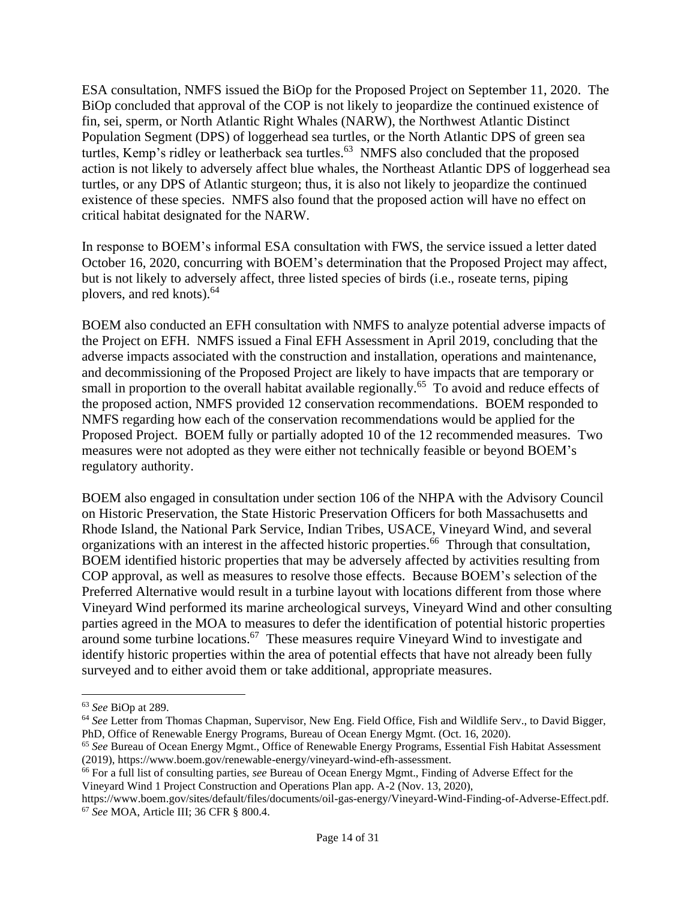ESA consultation, NMFS issued the BiOp for the Proposed Project on September 11, 2020. The BiOp concluded that approval of the COP is not likely to jeopardize the continued existence of fin, sei, sperm, or North Atlantic Right Whales (NARW), the Northwest Atlantic Distinct Population Segment (DPS) of loggerhead sea turtles, or the North Atlantic DPS of green sea turtles, Kemp's ridley or leatherback sea turtles.[63] NMFS also concluded that the proposed action is not likely to adversely affect blue whales, the Northeast Atlantic DPS of loggerhead sea turtles, or any DPS of Atlantic sturgeon; thus, it is also not likely to jeopardize the continued existence of these species. NMFS also found that the proposed action will have no effect on critical habitat designated for the NARW.

In response to BOEM's informal ESA consultation with FWS, the service issued a letter dated October 16, 2020, concurring with BOEM's determination that the Proposed Project may affect, but is not likely to adversely affect, three listed species of birds (i.e., roseate terns, piping plovers, and red knots).[64]

BOEM also conducted an EFH consultation with NMFS to analyze potential adverse impacts of the Project on EFH. NMFS issued a Final EFH Assessment in April 2019, concluding that the adverse impacts associated with the construction and installation, operations and maintenance, and decommissioning of the Proposed Project are likely to have impacts that are temporary or small in proportion to the overall habitat available regionally.[65] To avoid and reduce effects of the proposed action, NMFS provided 12 conservation recommendations. BOEM responded to NMFS regarding how each of the conservation recommendations would be applied for the Proposed Project. BOEM fully or partially adopted 10 of the 12 recommended measures. Two measures were not adopted as they were either not technically feasible or beyond BOEM's regulatory authority.

BOEM also engaged in consultation under section 106 of the NHPA with the Advisory Council on Historic Preservation, the State Historic Preservation Officers for both Massachusetts and Rhode Island, the National Park Service, Indian Tribes, USACE, Vineyard Wind, and several organizations with an interest in the affected historic properties.[66] Through that consultation, BOEM identified historic properties that may be adversely affected by activities resulting from COP approval, as well as measures to resolve those effects. Because BOEM's selection of the Preferred Alternative would result in a turbine layout with locations different from those where Vineyard Wind performed its marine archeological surveys, Vineyard Wind and other consulting parties agreed in the MOA to measures to defer the identification of potential historic properties around some turbine locations.[67] These measures require Vineyard Wind to investigate and identify historic properties within the area of potential effects that have not already been fully surveyed and to either avoid them or take additional, appropriate measures.

---

[63] *See* BiOp at 289.

[64] *See* Letter from Thomas Chapman, Supervisor, New Eng. Field Office, Fish and Wildlife Serv., to David Bigger, PhD, Office of Renewable Energy Programs, Bureau of Ocean Energy Mgmt. (Oct. 16, 2020).

[65] *See* Bureau of Ocean Energy Mgmt., Office of Renewable Energy Programs, Essential Fish Habitat Assessment (2019), https://www.boem.gov/renewable-energy/vineyard-wind-efh-assessment.

[66] For a full list of consulting parties, *see* Bureau of Ocean Energy Mgmt., Finding of Adverse Effect for the Vineyard Wind 1 Project Construction and Operations Plan app. A-2 (Nov. 13, 2020), https://www.boem.gov/sites/default/files/documents/oil-gas-energy/Vineyard-Wind-Finding-of-Adverse-Effect.pdf.

[67] *See* MOA, Article III; 36 CFR § 800.4.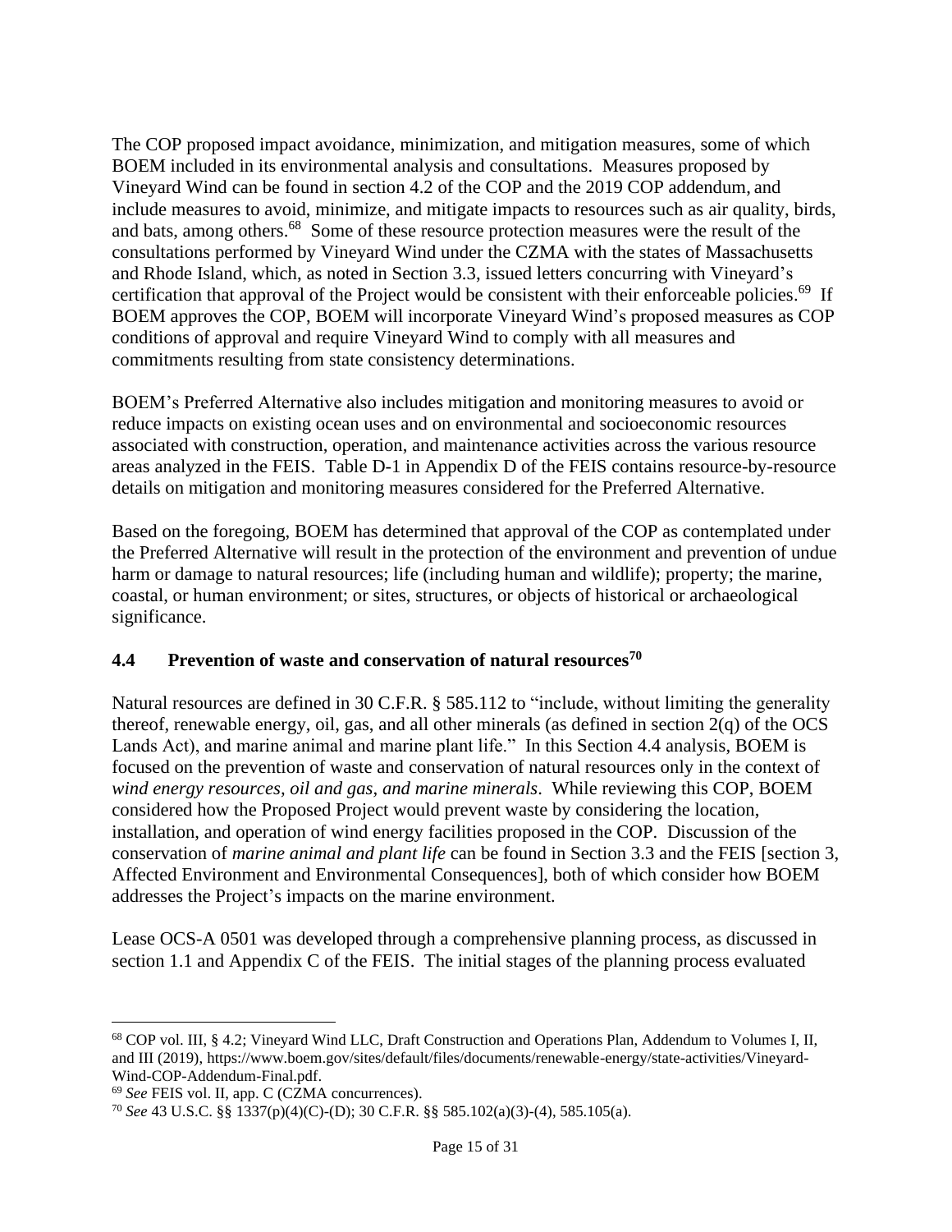The COP proposed impact avoidance, minimization, and mitigation measures, some of which BOEM included in its environmental analysis and consultations. Measures proposed by Vineyard Wind can be found in section 4.2 of the COP and the 2019 COP addendum, and include measures to avoid, minimize, and mitigate impacts to resources such as air quality, birds, and bats, among others.[68] Some of these resource protection measures were the result of the consultations performed by Vineyard Wind under the CZMA with the states of Massachusetts and Rhode Island, which, as noted in Section 3.3, issued letters concurring with Vineyard's certification that approval of the Project would be consistent with their enforceable policies.[69] If BOEM approves the COP, BOEM will incorporate Vineyard Wind's proposed measures as COP conditions of approval and require Vineyard Wind to comply with all measures and commitments resulting from state consistency determinations.

BOEM's Preferred Alternative also includes mitigation and monitoring measures to avoid or reduce impacts on existing ocean uses and on environmental and socioeconomic resources associated with construction, operation, and maintenance activities across the various resource areas analyzed in the FEIS. Table D-1 in Appendix D of the FEIS contains resource-by-resource details on mitigation and monitoring measures considered for the Preferred Alternative.

Based on the foregoing, BOEM has determined that approval of the COP as contemplated under the Preferred Alternative will result in the protection of the environment and prevention of undue harm or damage to natural resources; life (including human and wildlife); property; the marine, coastal, or human environment; or sites, structures, or objects of historical or archaeological significance.

### 4.4 Prevention of waste and conservation of natural resources[70]

Natural resources are defined in 30 C.F.R. § 585.112 to "include, without limiting the generality thereof, renewable energy, oil, gas, and all other minerals (as defined in section 2(q) of the OCS Lands Act), and marine animal and marine plant life." In this Section 4.4 analysis, BOEM is focused on the prevention of waste and conservation of natural resources only in the context of *wind energy resources, oil and gas, and marine minerals*. While reviewing this COP, BOEM considered how the Proposed Project would prevent waste by considering the location, installation, and operation of wind energy facilities proposed in the COP. Discussion of the conservation of *marine animal and plant life* can be found in Section 3.3 and the FEIS [section 3, Affected Environment and Environmental Consequences], both of which consider how BOEM addresses the Project's impacts on the marine environment.

Lease OCS-A 0501 was developed through a comprehensive planning process, as discussed in section 1.1 and Appendix C of the FEIS. The initial stages of the planning process evaluated

---

[68] COP vol. III, § 4.2; Vineyard Wind LLC, Draft Construction and Operations Plan, Addendum to Volumes I, II, and III (2019), https://www.boem.gov/sites/default/files/documents/renewable-energy/state-activities/Vineyard-Wind-COP-Addendum-Final.pdf.

[69] *See* FEIS vol. II, app. C (CZMA concurrences).

[70] *See* 43 U.S.C. §§ 1337(p)(4)(C)-(D); 30 C.F.R. §§ 585.102(a)(3)-(4), 585.105(a).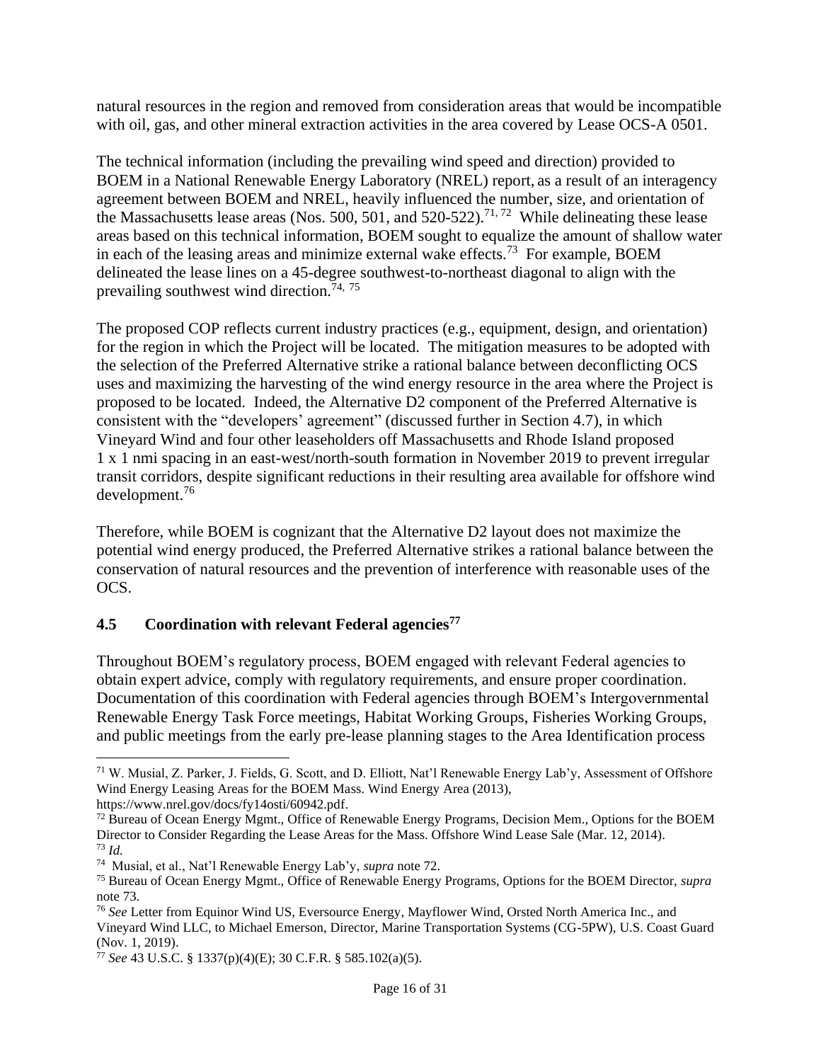natural resources in the region and removed from consideration areas that would be incompatible with oil, gas, and other mineral extraction activities in the area covered by Lease OCS-A 0501.

The technical information (including the prevailing wind speed and direction) provided to BOEM in a National Renewable Energy Laboratory (NREL) report, as a result of an interagency agreement between BOEM and NREL, heavily influenced the number, size, and orientation of the Massachusetts lease areas (Nos. 500, 501, and 520-522).[71, 72] While delineating these lease areas based on this technical information, BOEM sought to equalize the amount of shallow water in each of the leasing areas and minimize external wake effects.[73] For example, BOEM delineated the lease lines on a 45-degree southwest-to-northeast diagonal to align with the prevailing southwest wind direction.[74, 75]

The proposed COP reflects current industry practices (e.g., equipment, design, and orientation) for the region in which the Project will be located. The mitigation measures to be adopted with the selection of the Preferred Alternative strike a rational balance between deconflicting OCS uses and maximizing the harvesting of the wind energy resource in the area where the Project is proposed to be located. Indeed, the Alternative D2 component of the Preferred Alternative is consistent with the "developers' agreement" (discussed further in Section 4.7), in which Vineyard Wind and four other leaseholders off Massachusetts and Rhode Island proposed 1 x 1 nmi spacing in an east-west/north-south formation in November 2019 to prevent irregular transit corridors, despite significant reductions in their resulting area available for offshore wind development.[76]

Therefore, while BOEM is cognizant that the Alternative D2 layout does not maximize the potential wind energy produced, the Preferred Alternative strikes a rational balance between the conservation of natural resources and the prevention of interference with reasonable uses of the OCS.

## 4.5 Coordination with relevant Federal agencies[77]

Throughout BOEM's regulatory process, BOEM engaged with relevant Federal agencies to obtain expert advice, comply with regulatory requirements, and ensure proper coordination. Documentation of this coordination with Federal agencies through BOEM's Intergovernmental Renewable Energy Task Force meetings, Habitat Working Groups, Fisheries Working Groups, and public meetings from the early pre-lease planning stages to the Area Identification process

---

[71] W. Musial, Z. Parker, J. Fields, G. Scott, and D. Elliott, Nat'l Renewable Energy Lab'y, Assessment of Offshore Wind Energy Leasing Areas for the BOEM Mass. Wind Energy Area (2013), https://www.nrel.gov/docs/fy14osti/60942.pdf.

[72] Bureau of Ocean Energy Mgmt., Office of Renewable Energy Programs, Decision Mem., Options for the BOEM Director to Consider Regarding the Lease Areas for the Mass. Offshore Wind Lease Sale (Mar. 12, 2014).

[73] *Id.*

[74] Musial, et al., Nat'l Renewable Energy Lab'y, *supra* note 72.

[75] Bureau of Ocean Energy Mgmt., Office of Renewable Energy Programs, Options for the BOEM Director, *supra* note 73.

[76] *See* Letter from Equinor Wind US, Eversource Energy, Mayflower Wind, Orsted North America Inc., and Vineyard Wind LLC, to Michael Emerson, Director, Marine Transportation Systems (CG-5PW), U.S. Coast Guard (Nov. 1, 2019).

[77] *See* 43 U.S.C. § 1337(p)(4)(E); 30 C.F.R. § 585.102(a)(5).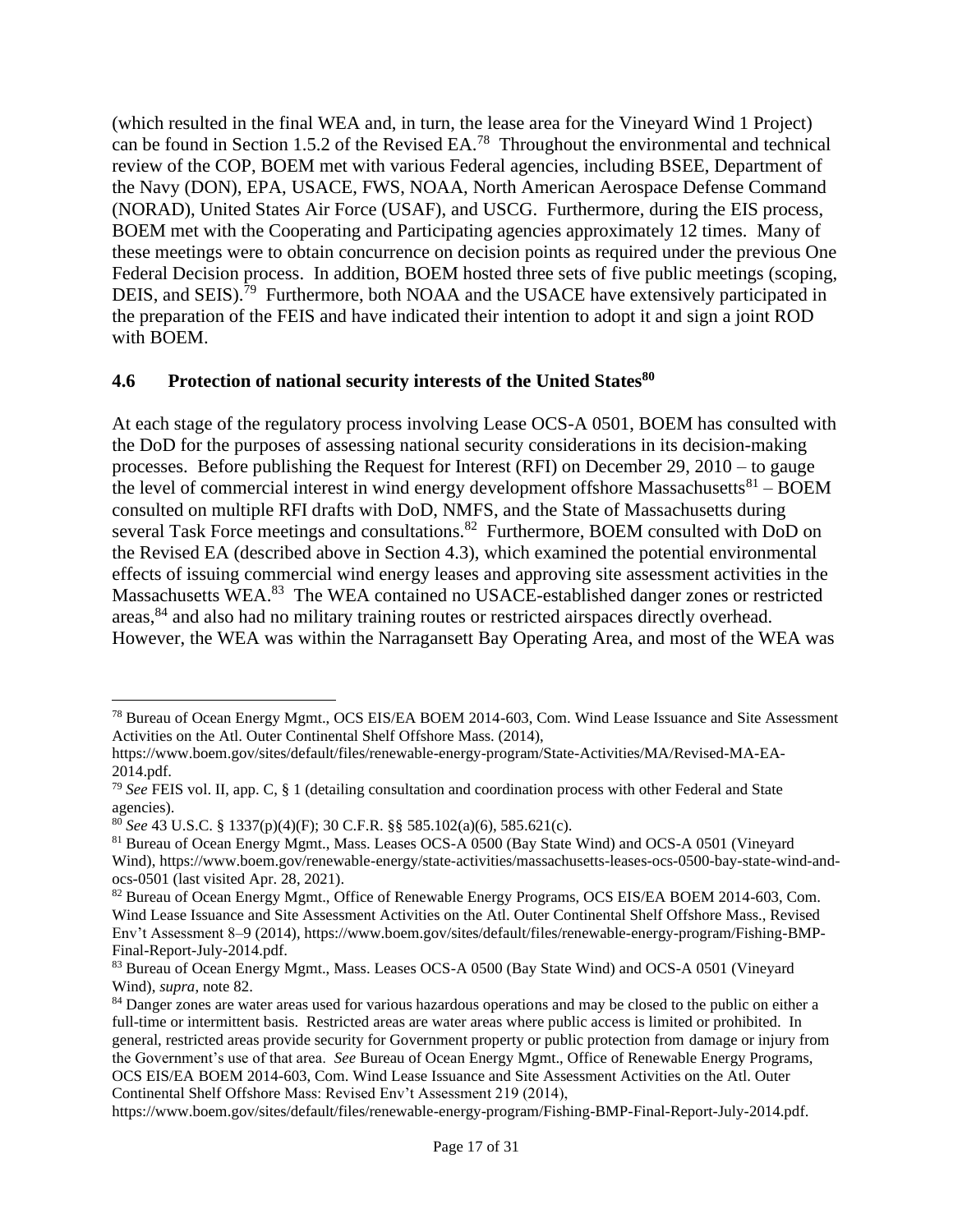(which resulted in the final WEA and, in turn, the lease area for the Vineyard Wind 1 Project) can be found in Section 1.5.2 of the Revised EA.[78] Throughout the environmental and technical review of the COP, BOEM met with various Federal agencies, including BSEE, Department of the Navy (DON), EPA, USACE, FWS, NOAA, North American Aerospace Defense Command (NORAD), United States Air Force (USAF), and USCG. Furthermore, during the EIS process, BOEM met with the Cooperating and Participating agencies approximately 12 times. Many of these meetings were to obtain concurrence on decision points as required under the previous One Federal Decision process. In addition, BOEM hosted three sets of five public meetings (scoping, DEIS, and SEIS).[79] Furthermore, both NOAA and the USACE have extensively participated in the preparation of the FEIS and have indicated their intention to adopt it and sign a joint ROD with BOEM.

### 4.6 Protection of national security interests of the United States[80]

At each stage of the regulatory process involving Lease OCS-A 0501, BOEM has consulted with the DoD for the purposes of assessing national security considerations in its decision-making processes. Before publishing the Request for Interest (RFI) on December 29, 2010 – to gauge the level of commercial interest in wind energy development offshore Massachusetts[81] – BOEM consulted on multiple RFI drafts with DoD, NMFS, and the State of Massachusetts during several Task Force meetings and consultations.[82] Furthermore, BOEM consulted with DoD on the Revised EA (described above in Section 4.3), which examined the potential environmental effects of issuing commercial wind energy leases and approving site assessment activities in the Massachusetts WEA.[83] The WEA contained no USACE-established danger zones or restricted areas,[84] and also had no military training routes or restricted airspaces directly overhead. However, the WEA was within the Narragansett Bay Operating Area, and most of the WEA was

---

[78] Bureau of Ocean Energy Mgmt., OCS EIS/EA BOEM 2014-603, Com. Wind Lease Issuance and Site Assessment Activities on the Atl. Outer Continental Shelf Offshore Mass. (2014), https://www.boem.gov/sites/default/files/renewable-energy-program/State-Activities/MA/Revised-MA-EA-2014.pdf.

[79] *See* FEIS vol. II, app. C, § 1 (detailing consultation and coordination process with other Federal and State agencies).

[80] *See* 43 U.S.C. § 1337(p)(4)(F); 30 C.F.R. §§ 585.102(a)(6), 585.621(c).

[81] Bureau of Ocean Energy Mgmt., Mass. Leases OCS-A 0500 (Bay State Wind) and OCS-A 0501 (Vineyard Wind), https://www.boem.gov/renewable-energy/state-activities/massachusetts-leases-ocs-0500-bay-state-wind-and-ocs-0501 (last visited Apr. 28, 2021).

[82] Bureau of Ocean Energy Mgmt., Office of Renewable Energy Programs, OCS EIS/EA BOEM 2014-603, Com. Wind Lease Issuance and Site Assessment Activities on the Atl. Outer Continental Shelf Offshore Mass., Revised Env't Assessment 8–9 (2014), https://www.boem.gov/sites/default/files/renewable-energy-program/Fishing-BMP-Final-Report-July-2014.pdf.

[83] Bureau of Ocean Energy Mgmt., Mass. Leases OCS-A 0500 (Bay State Wind) and OCS-A 0501 (Vineyard Wind), *supra*, note 82.

[84] Danger zones are water areas used for various hazardous operations and may be closed to the public on either a full-time or intermittent basis. Restricted areas are water areas where public access is limited or prohibited. In general, restricted areas provide security for Government property or public protection from damage or injury from the Government's use of that area. *See* Bureau of Ocean Energy Mgmt., Office of Renewable Energy Programs, OCS EIS/EA BOEM 2014-603, Com. Wind Lease Issuance and Site Assessment Activities on the Atl. Outer Continental Shelf Offshore Mass: Revised Env't Assessment 219 (2014), https://www.boem.gov/sites/default/files/renewable-energy-program/Fishing-BMP-Final-Report-July-2014.pdf.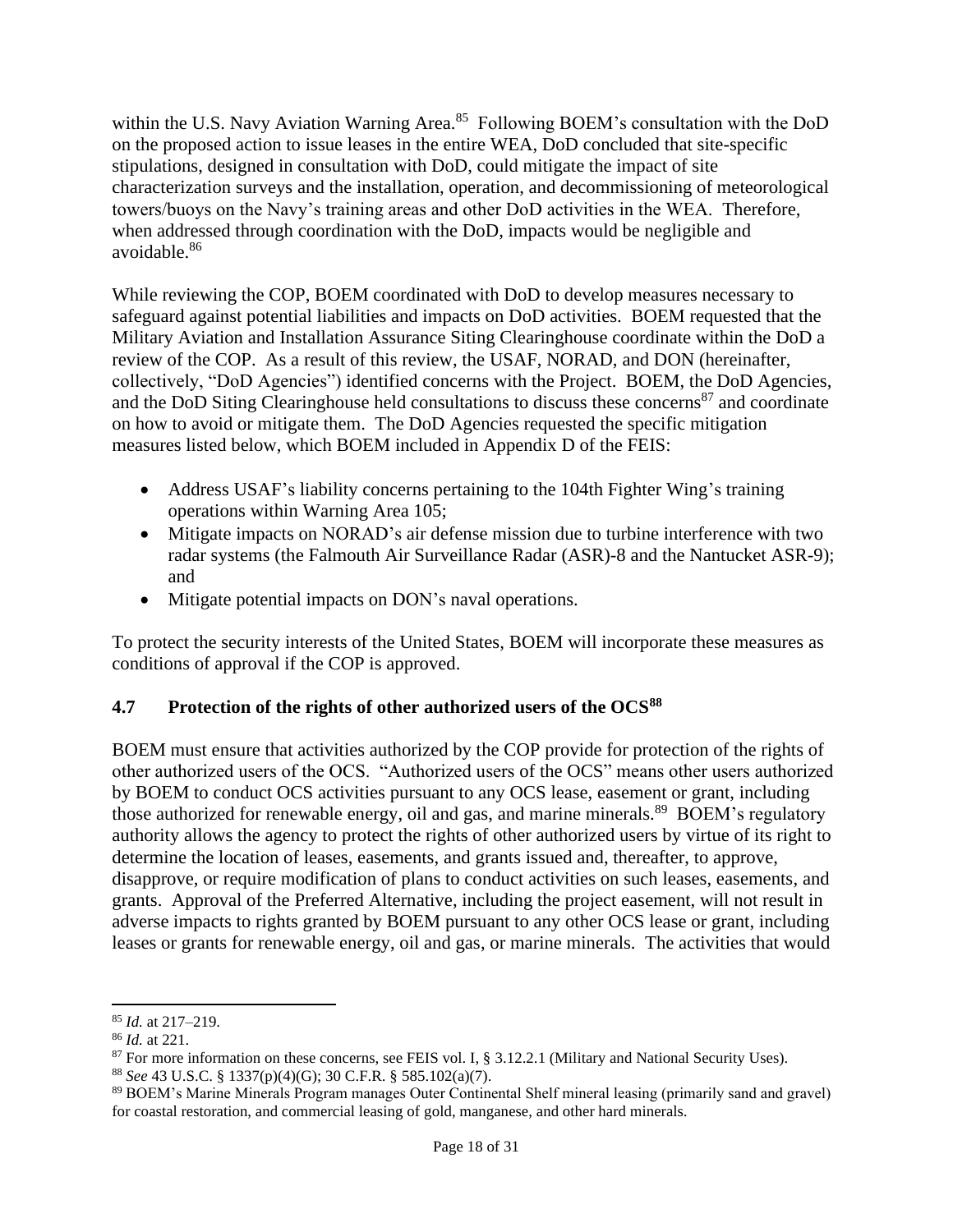within the U.S. Navy Aviation Warning Area.[85] Following BOEM's consultation with the DoD on the proposed action to issue leases in the entire WEA, DoD concluded that site-specific stipulations, designed in consultation with DoD, could mitigate the impact of site characterization surveys and the installation, operation, and decommissioning of meteorological towers/buoys on the Navy's training areas and other DoD activities in the WEA. Therefore, when addressed through coordination with the DoD, impacts would be negligible and avoidable.[86]

While reviewing the COP, BOEM coordinated with DoD to develop measures necessary to safeguard against potential liabilities and impacts on DoD activities. BOEM requested that the Military Aviation and Installation Assurance Siting Clearinghouse coordinate within the DoD a review of the COP. As a result of this review, the USAF, NORAD, and DON (hereinafter, collectively, "DoD Agencies") identified concerns with the Project. BOEM, the DoD Agencies, and the DoD Siting Clearinghouse held consultations to discuss these concerns[87] and coordinate on how to avoid or mitigate them. The DoD Agencies requested the specific mitigation measures listed below, which BOEM included in Appendix D of the FEIS:

- Address USAF's liability concerns pertaining to the 104th Fighter Wing's training operations within Warning Area 105;
- Mitigate impacts on NORAD's air defense mission due to turbine interference with two radar systems (the Falmouth Air Surveillance Radar (ASR)-8 and the Nantucket ASR-9); and
- Mitigate potential impacts on DON's naval operations.

To protect the security interests of the United States, BOEM will incorporate these measures as conditions of approval if the COP is approved.

## 4.7 Protection of the rights of other authorized users of the OCS[88]

BOEM must ensure that activities authorized by the COP provide for protection of the rights of other authorized users of the OCS. "Authorized users of the OCS" means other users authorized by BOEM to conduct OCS activities pursuant to any OCS lease, easement or grant, including those authorized for renewable energy, oil and gas, and marine minerals.[89] BOEM's regulatory authority allows the agency to protect the rights of other authorized users by virtue of its right to determine the location of leases, easements, and grants issued and, thereafter, to approve, disapprove, or require modification of plans to conduct activities on such leases, easements, and grants. Approval of the Preferred Alternative, including the project easement, will not result in adverse impacts to rights granted by BOEM pursuant to any other OCS lease or grant, including leases or grants for renewable energy, oil and gas, or marine minerals. The activities that would

---

[85] *Id.* at 217–219.

[86] *Id.* at 221.

[87] For more information on these concerns, see FEIS vol. I, § 3.12.2.1 (Military and National Security Uses).

[88] *See* 43 U.S.C. § 1337(p)(4)(G); 30 C.F.R. § 585.102(a)(7).

[89] BOEM's Marine Minerals Program manages Outer Continental Shelf mineral leasing (primarily sand and gravel) for coastal restoration, and commercial leasing of gold, manganese, and other hard minerals.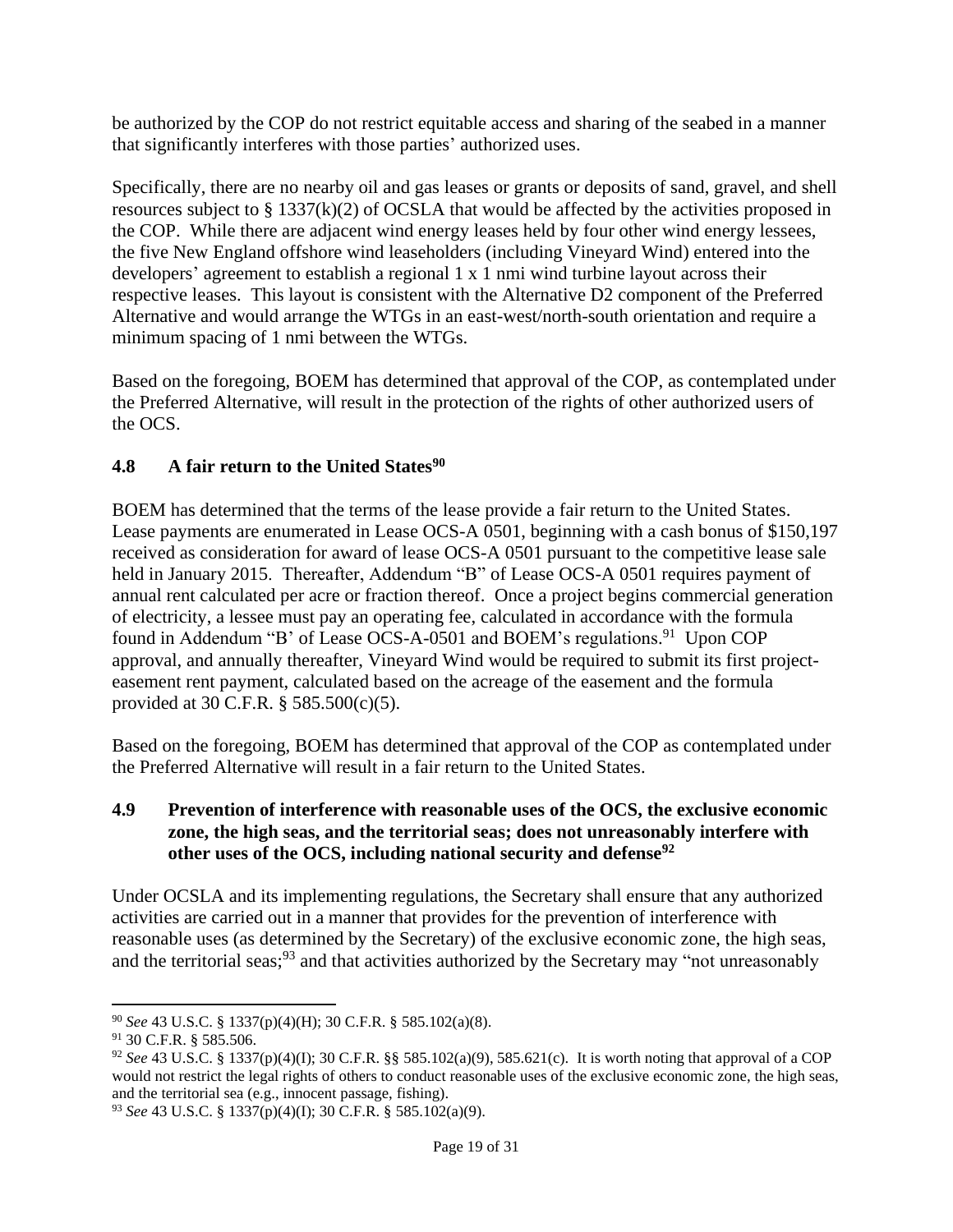be authorized by the COP do not restrict equitable access and sharing of the seabed in a manner that significantly interferes with those parties' authorized uses.

Specifically, there are no nearby oil and gas leases or grants or deposits of sand, gravel, and shell resources subject to § 1337(k)(2) of OCSLA that would be affected by the activities proposed in the COP. While there are adjacent wind energy leases held by four other wind energy lessees, the five New England offshore wind leaseholders (including Vineyard Wind) entered into the developers' agreement to establish a regional 1 x 1 nmi wind turbine layout across their respective leases. This layout is consistent with the Alternative D2 component of the Preferred Alternative and would arrange the WTGs in an east-west/north-south orientation and require a minimum spacing of 1 nmi between the WTGs.

Based on the foregoing, BOEM has determined that approval of the COP, as contemplated under the Preferred Alternative, will result in the protection of the rights of other authorized users of the OCS.

### 4.8 A fair return to the United States[90]

BOEM has determined that the terms of the lease provide a fair return to the United States. Lease payments are enumerated in Lease OCS-A 0501, beginning with a cash bonus of $150,197 received as consideration for award of lease OCS-A 0501 pursuant to the competitive lease sale held in January 2015. Thereafter, Addendum "B" of Lease OCS-A 0501 requires payment of annual rent calculated per acre or fraction thereof. Once a project begins commercial generation of electricity, a lessee must pay an operating fee, calculated in accordance with the formula found in Addendum "B" of Lease OCS-A-0501 and BOEM's regulations.[91] Upon COP approval, and annually thereafter, Vineyard Wind would be required to submit its first project-easement rent payment, calculated based on the acreage of the easement and the formula provided at 30 C.F.R. § 585.500(c)(5).

Based on the foregoing, BOEM has determined that approval of the COP as contemplated under the Preferred Alternative will result in a fair return to the United States.

### 4.9 Prevention of interference with reasonable uses of the OCS, the exclusive economic zone, the high seas, and the territorial seas; does not unreasonably interfere with other uses of the OCS, including national security and defense[92]

Under OCSLA and its implementing regulations, the Secretary shall ensure that any authorized activities are carried out in a manner that provides for the prevention of interference with reasonable uses (as determined by the Secretary) of the exclusive economic zone, the high seas, and the territorial seas;[93] and that activities authorized by the Secretary may "not unreasonably

---

[90] *See* 43 U.S.C. § 1337(p)(4)(H); 30 C.F.R. § 585.102(a)(8).

[91] 30 C.F.R. § 585.506.

[92] *See* 43 U.S.C. § 1337(p)(4)(I); 30 C.F.R. §§ 585.102(a)(9), 585.621(c). It is worth noting that approval of a COP would not restrict the legal rights of others to conduct reasonable uses of the exclusive economic zone, the high seas, and the territorial sea (e.g., innocent passage, fishing).

[93] *See* 43 U.S.C. § 1337(p)(4)(I); 30 C.F.R. § 585.102(a)(9).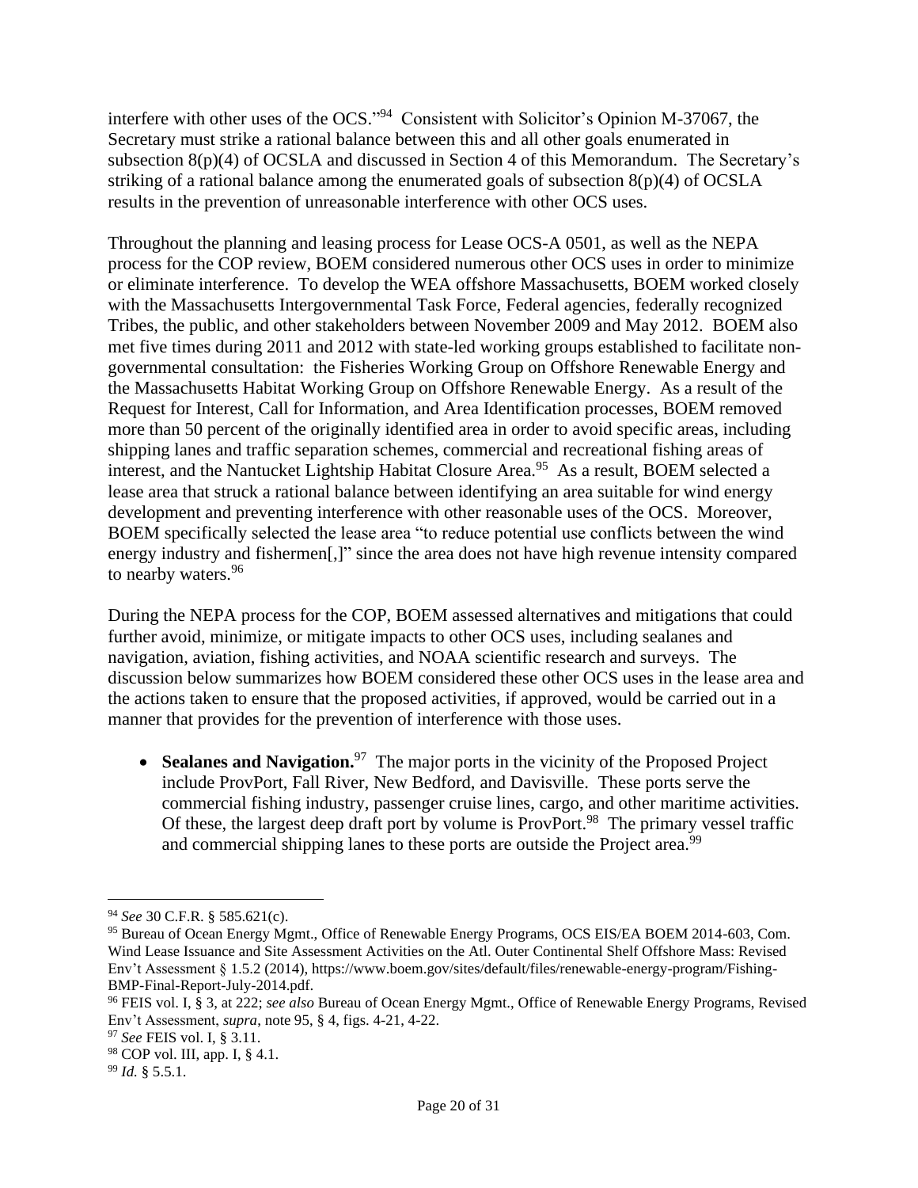interfere with other uses of the OCS."[94] Consistent with Solicitor's Opinion M-37067, the Secretary must strike a rational balance between this and all other goals enumerated in subsection 8(p)(4) of OCSLA and discussed in Section 4 of this Memorandum. The Secretary's striking of a rational balance among the enumerated goals of subsection 8(p)(4) of OCSLA results in the prevention of unreasonable interference with other OCS uses.

Throughout the planning and leasing process for Lease OCS-A 0501, as well as the NEPA process for the COP review, BOEM considered numerous other OCS uses in order to minimize or eliminate interference. To develop the WEA offshore Massachusetts, BOEM worked closely with the Massachusetts Intergovernmental Task Force, Federal agencies, federally recognized Tribes, the public, and other stakeholders between November 2009 and May 2012. BOEM also met five times during 2011 and 2012 with state-led working groups established to facilitate non-governmental consultation: the Fisheries Working Group on Offshore Renewable Energy and the Massachusetts Habitat Working Group on Offshore Renewable Energy. As a result of the Request for Interest, Call for Information, and Area Identification processes, BOEM removed more than 50 percent of the originally identified area in order to avoid specific areas, including shipping lanes and traffic separation schemes, commercial and recreational fishing areas of interest, and the Nantucket Lightship Habitat Closure Area.[95] As a result, BOEM selected a lease area that struck a rational balance between identifying an area suitable for wind energy development and preventing interference with other reasonable uses of the OCS. Moreover, BOEM specifically selected the lease area "to reduce potential use conflicts between the wind energy industry and fishermen[,]" since the area does not have high revenue intensity compared to nearby waters.[96]

During the NEPA process for the COP, BOEM assessed alternatives and mitigations that could further avoid, minimize, or mitigate impacts to other OCS uses, including sealanes and navigation, aviation, fishing activities, and NOAA scientific research and surveys. The discussion below summarizes how BOEM considered these other OCS uses in the lease area and the actions taken to ensure that the proposed activities, if approved, would be carried out in a manner that provides for the prevention of interference with those uses.

- **Sealanes and Navigation.**[97] The major ports in the vicinity of the Proposed Project include ProvPort, Fall River, New Bedford, and Davisville. These ports serve the commercial fishing industry, passenger cruise lines, cargo, and other maritime activities. Of these, the largest deep draft port by volume is ProvPort.[98] The primary vessel traffic and commercial shipping lanes to these ports are outside the Project area.[99]

---

[94] *See* 30 C.F.R. § 585.621(c).

[95] Bureau of Ocean Energy Mgmt., Office of Renewable Energy Programs, OCS EIS/EA BOEM 2014-603, Com. Wind Lease Issuance and Site Assessment Activities on the Atl. Outer Continental Shelf Offshore Mass: Revised Env't Assessment § 1.5.2 (2014), https://www.boem.gov/sites/default/files/renewable-energy-program/Fishing-BMP-Final-Report-July-2014.pdf.

[96] FEIS vol. I, § 3, at 222; *see also* Bureau of Ocean Energy Mgmt., Office of Renewable Energy Programs, Revised Env't Assessment, *supra*, note 95, § 4, figs. 4-21, 4-22.

[97] *See* FEIS vol. I, § 3.11.

[98] COP vol. III, app. I, § 4.1.

[99] *Id.* § 5.5.1.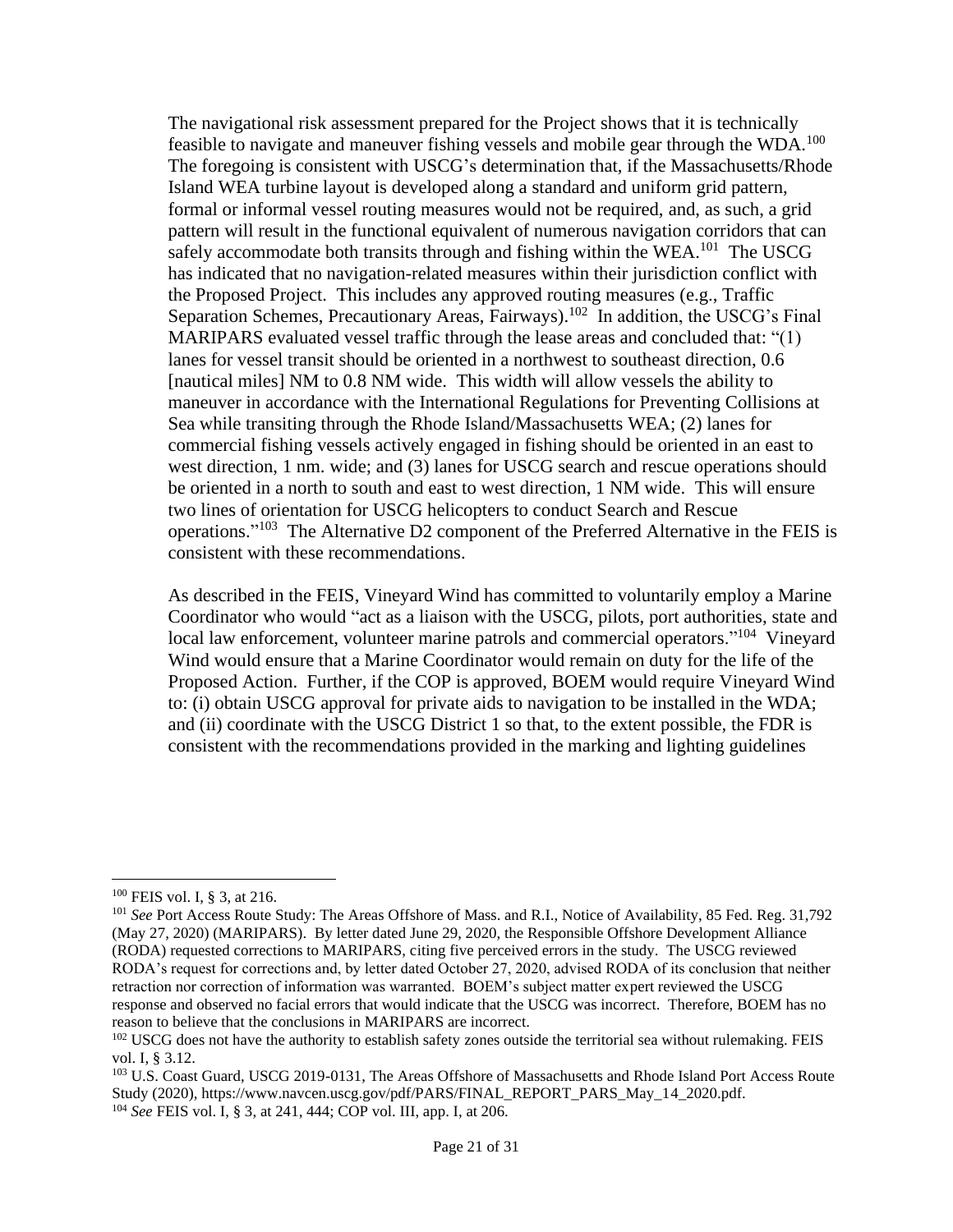The navigational risk assessment prepared for the Project shows that it is technically feasible to navigate and maneuver fishing vessels and mobile gear through the WDA.[100] The foregoing is consistent with USCG's determination that, if the Massachusetts/Rhode Island WEA turbine layout is developed along a standard and uniform grid pattern, formal or informal vessel routing measures would not be required, and, as such, a grid pattern will result in the functional equivalent of numerous navigation corridors that can safely accommodate both transits through and fishing within the WEA.[101] The USCG has indicated that no navigation-related measures within their jurisdiction conflict with the Proposed Project. This includes any approved routing measures (e.g., Traffic Separation Schemes, Precautionary Areas, Fairways).[102] In addition, the USCG's Final MARIPARS evaluated vessel traffic through the lease areas and concluded that: "(1) lanes for vessel transit should be oriented in a northwest to southeast direction, 0.6 [nautical miles] NM to 0.8 NM wide. This width will allow vessels the ability to maneuver in accordance with the International Regulations for Preventing Collisions at Sea while transiting through the Rhode Island/Massachusetts WEA; (2) lanes for commercial fishing vessels actively engaged in fishing should be oriented in an east to west direction, 1 nm. wide; and (3) lanes for USCG search and rescue operations should be oriented in a north to south and east to west direction, 1 NM wide. This will ensure two lines of orientation for USCG helicopters to conduct Search and Rescue operations."[103] The Alternative D2 component of the Preferred Alternative in the FEIS is consistent with these recommendations.

As described in the FEIS, Vineyard Wind has committed to voluntarily employ a Marine Coordinator who would "act as a liaison with the USCG, pilots, port authorities, state and local law enforcement, volunteer marine patrols and commercial operators."[104] Vineyard Wind would ensure that a Marine Coordinator would remain on duty for the life of the Proposed Action. Further, if the COP is approved, BOEM would require Vineyard Wind to: (i) obtain USCG approval for private aids to navigation to be installed in the WDA; and (ii) coordinate with the USCG District 1 so that, to the extent possible, the FDR is consistent with the recommendations provided in the marking and lighting guidelines

---

[100] FEIS vol. I, § 3, at 216.

[101] *See* Port Access Route Study: The Areas Offshore of Mass. and R.I., Notice of Availability, 85 Fed. Reg. 31,792 (May 27, 2020) (MARIPARS). By letter dated June 29, 2020, the Responsible Offshore Development Alliance (RODA) requested corrections to MARIPARS, citing five perceived errors in the study. The USCG reviewed RODA's request for corrections and, by letter dated October 27, 2020, advised RODA of its conclusion that neither retraction nor correction of information was warranted. BOEM's subject matter expert reviewed the USCG response and observed no facial errors that would indicate that the USCG was incorrect. Therefore, BOEM has no reason to believe that the conclusions in MARIPARS are incorrect.

[102] USCG does not have the authority to establish safety zones outside the territorial sea without rulemaking. FEIS vol. I, § 3.12.

[103] U.S. Coast Guard, USCG 2019-0131, The Areas Offshore of Massachusetts and Rhode Island Port Access Route Study (2020), https://www.navcen.uscg.gov/pdf/PARS/FINAL_REPORT_PARS_May_14_2020.pdf.

[104] *See* FEIS vol. I, § 3, at 241, 444; COP vol. III, app. I, at 206.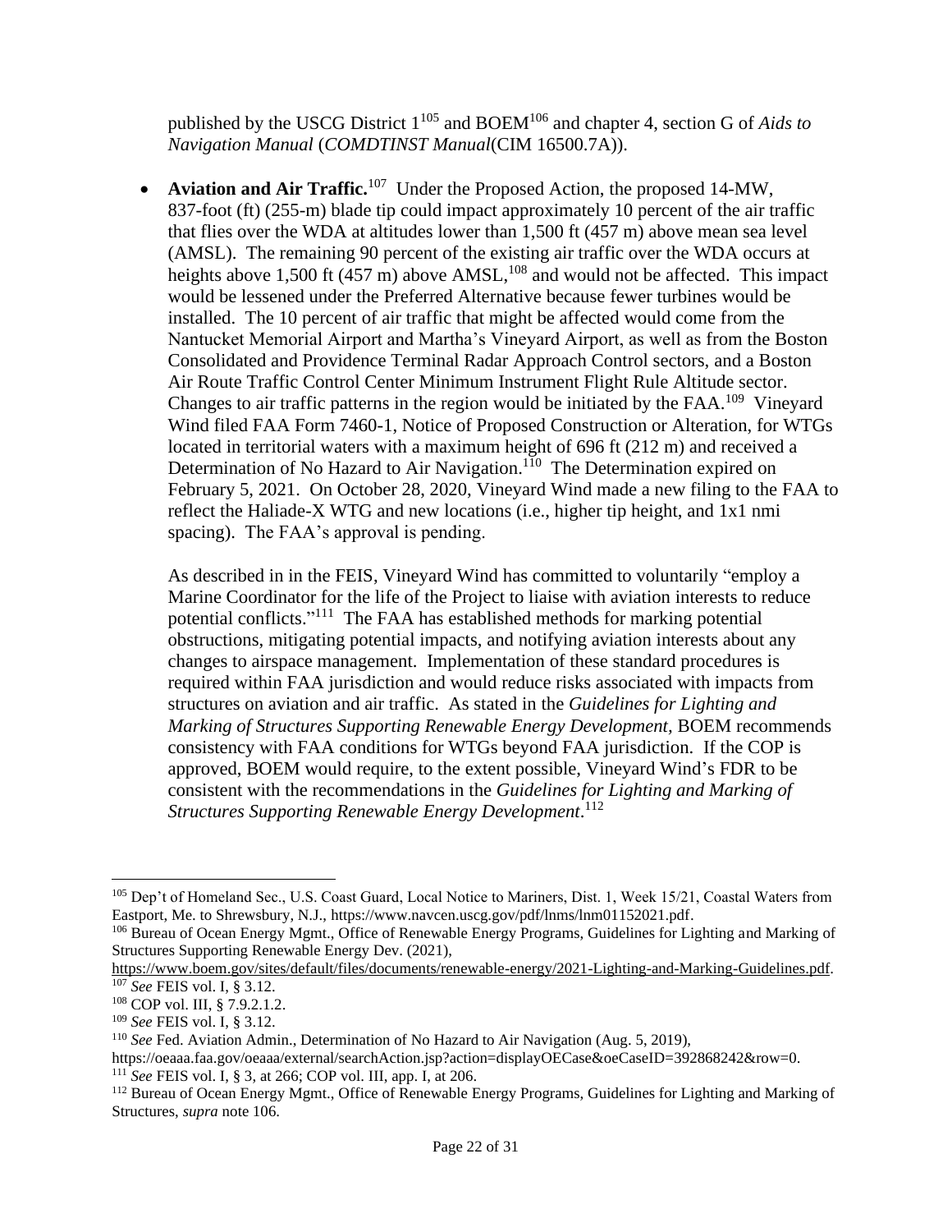published by the USCG District 1[105] and BOEM[106] and chapter 4, section G of *Aids to Navigation Manual* (*COMDTINST Manual*(CIM 16500.7A)).

- **Aviation and Air Traffic.**[107] Under the Proposed Action, the proposed 14-MW, 837-foot (ft) (255-m) blade tip could impact approximately 10 percent of the air traffic that flies over the WDA at altitudes lower than 1,500 ft (457 m) above mean sea level (AMSL). The remaining 90 percent of the existing air traffic over the WDA occurs at heights above 1,500 ft (457 m) above AMSL,[108] and would not be affected. This impact would be lessened under the Preferred Alternative because fewer turbines would be installed. The 10 percent of air traffic that might be affected would come from the Nantucket Memorial Airport and Martha's Vineyard Airport, as well as from the Boston Consolidated and Providence Terminal Radar Approach Control sectors, and a Boston Air Route Traffic Control Center Minimum Instrument Flight Rule Altitude sector. Changes to air traffic patterns in the region would be initiated by the FAA.[109] Vineyard Wind filed FAA Form 7460-1, Notice of Proposed Construction or Alteration, for WTGs located in territorial waters with a maximum height of 696 ft (212 m) and received a Determination of No Hazard to Air Navigation.[110] The Determination expired on February 5, 2021. On October 28, 2020, Vineyard Wind made a new filing to the FAA to reflect the Haliade-X WTG and new locations (i.e., higher tip height, and 1x1 nmi spacing). The FAA's approval is pending.

  As described in in the FEIS, Vineyard Wind has committed to voluntarily "employ a Marine Coordinator for the life of the Project to liaise with aviation interests to reduce potential conflicts."[111] The FAA has established methods for marking potential obstructions, mitigating potential impacts, and notifying aviation interests about any changes to airspace management. Implementation of these standard procedures is required within FAA jurisdiction and would reduce risks associated with impacts from structures on aviation and air traffic. As stated in the *Guidelines for Lighting and Marking of Structures Supporting Renewable Energy Development,* BOEM recommends consistency with FAA conditions for WTGs beyond FAA jurisdiction. If the COP is approved, BOEM would require, to the extent possible, Vineyard Wind's FDR to be consistent with the recommendations in the *Guidelines for Lighting and Marking of Structures Supporting Renewable Energy Development*.[112]

---

[105] Dep't of Homeland Sec., U.S. Coast Guard, Local Notice to Mariners, Dist. 1, Week 15/21, Coastal Waters from Eastport, Me. to Shrewsbury, N.J., https://www.navcen.uscg.gov/pdf/lnms/lnm01152021.pdf.

[106] Bureau of Ocean Energy Mgmt., Office of Renewable Energy Programs, Guidelines for Lighting and Marking of Structures Supporting Renewable Energy Dev. (2021), https://www.boem.gov/sites/default/files/documents/renewable-energy/2021-Lighting-and-Marking-Guidelines.pdf.

[107] *See* FEIS vol. I, § 3.12.

[108] COP vol. III, § 7.9.2.1.2.

[109] *See* FEIS vol. I, § 3.12.

[110] *See* Fed. Aviation Admin., Determination of No Hazard to Air Navigation (Aug. 5, 2019), https://oeaaa.faa.gov/oeaaa/external/searchAction.jsp?action=displayOECase&oeCaseID=392868242&row=0.

[111] *See* FEIS vol. I, § 3, at 266; COP vol. III, app. I, at 206.

[112] Bureau of Ocean Energy Mgmt., Office of Renewable Energy Programs, Guidelines for Lighting and Marking of Structures, *supra* note 106.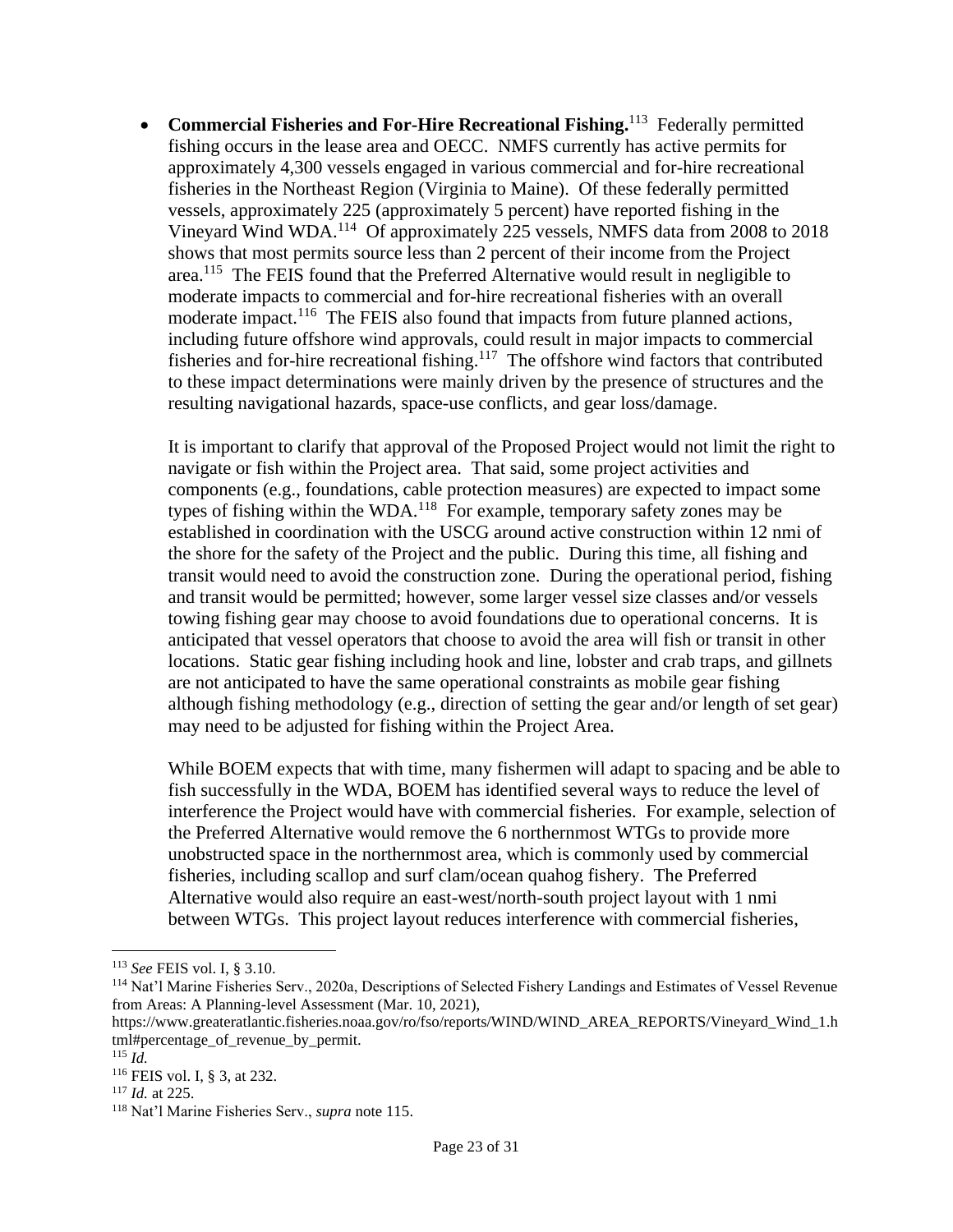- **Commercial Fisheries and For-Hire Recreational Fishing.**[113] Federally permitted fishing occurs in the lease area and OECC. NMFS currently has active permits for approximately 4,300 vessels engaged in various commercial and for-hire recreational fisheries in the Northeast Region (Virginia to Maine). Of these federally permitted vessels, approximately 225 (approximately 5 percent) have reported fishing in the Vineyard Wind WDA.[114] Of approximately 225 vessels, NMFS data from 2008 to 2018 shows that most permits source less than 2 percent of their income from the Project area.[115] The FEIS found that the Preferred Alternative would result in negligible to moderate impacts to commercial and for-hire recreational fisheries with an overall moderate impact.[116] The FEIS also found that impacts from future planned actions, including future offshore wind approvals, could result in major impacts to commercial fisheries and for-hire recreational fishing.[117] The offshore wind factors that contributed to these impact determinations were mainly driven by the presence of structures and the resulting navigational hazards, space-use conflicts, and gear loss/damage.

  It is important to clarify that approval of the Proposed Project would not limit the right to navigate or fish within the Project area. That said, some project activities and components (e.g., foundations, cable protection measures) are expected to impact some types of fishing within the WDA.[118] For example, temporary safety zones may be established in coordination with the USCG around active construction within 12 nmi of the shore for the safety of the Project and the public. During this time, all fishing and transit would need to avoid the construction zone. During the operational period, fishing and transit would be permitted; however, some larger vessel size classes and/or vessels towing fishing gear may choose to avoid foundations due to operational concerns. It is anticipated that vessel operators that choose to avoid the area will fish or transit in other locations. Static gear fishing including hook and line, lobster and crab traps, and gillnets are not anticipated to have the same operational constraints as mobile gear fishing although fishing methodology (e.g., direction of setting the gear and/or length of set gear) may need to be adjusted for fishing within the Project Area.

  While BOEM expects that with time, many fishermen will adapt to spacing and be able to fish successfully in the WDA, BOEM has identified several ways to reduce the level of interference the Project would have with commercial fisheries. For example, selection of the Preferred Alternative would remove the 6 northernmost WTGs to provide more unobstructed space in the northernmost area, which is commonly used by commercial fisheries, including scallop and surf clam/ocean quahog fishery. The Preferred Alternative would also require an east-west/north-south project layout with 1 nmi between WTGs. This project layout reduces interference with commercial fisheries,

---

[113] *See* FEIS vol. I, § 3.10.

[114] Nat'l Marine Fisheries Serv., 2020a, Descriptions of Selected Fishery Landings and Estimates of Vessel Revenue from Areas: A Planning-level Assessment (Mar. 10, 2021), https://www.greateratlantic.fisheries.noaa.gov/ro/fso/reports/WIND/WIND_AREA_REPORTS/Vineyard_Wind_1.html#percentage_of_revenue_by_permit.

[115] *Id.*

[116] FEIS vol. I, § 3, at 232.

[117] *Id.* at 225.

[118] Nat'l Marine Fisheries Serv., *supra* note 115.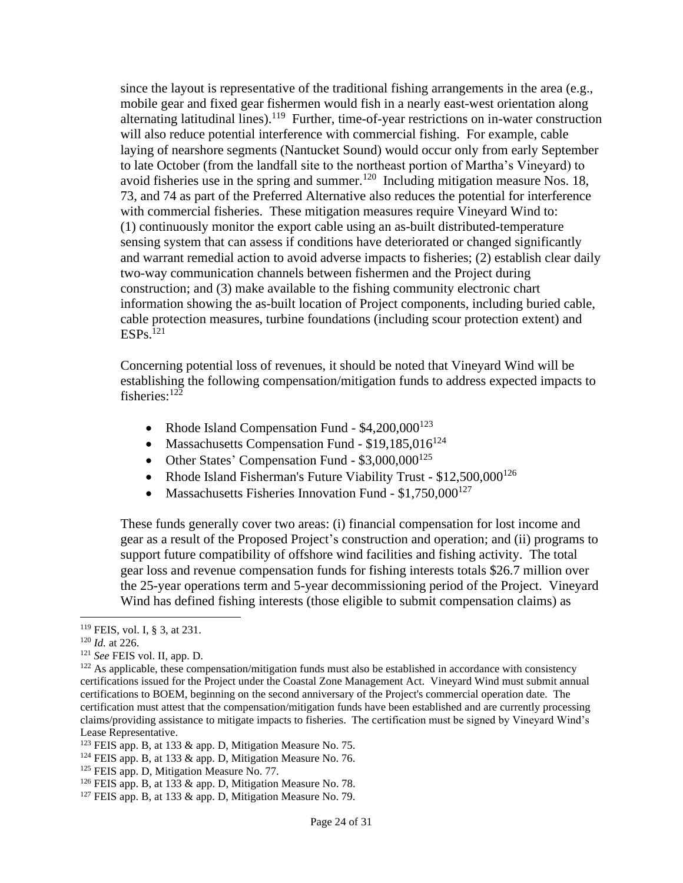since the layout is representative of the traditional fishing arrangements in the area (e.g., mobile gear and fixed gear fishermen would fish in a nearly east-west orientation along alternating latitudinal lines).[119] Further, time-of-year restrictions on in-water construction will also reduce potential interference with commercial fishing. For example, cable laying of nearshore segments (Nantucket Sound) would occur only from early September to late October (from the landfall site to the northeast portion of Martha's Vineyard) to avoid fisheries use in the spring and summer.[120] Including mitigation measure Nos. 18, 73, and 74 as part of the Preferred Alternative also reduces the potential for interference with commercial fisheries. These mitigation measures require Vineyard Wind to: (1) continuously monitor the export cable using an as-built distributed-temperature sensing system that can assess if conditions have deteriorated or changed significantly and warrant remedial action to avoid adverse impacts to fisheries; (2) establish clear daily two-way communication channels between fishermen and the Project during construction; and (3) make available to the fishing community electronic chart information showing the as-built location of Project components, including buried cable, cable protection measures, turbine foundations (including scour protection extent) and ESPs.[121]

Concerning potential loss of revenues, it should be noted that Vineyard Wind will be establishing the following compensation/mitigation funds to address expected impacts to fisheries:[122]

- Rhode Island Compensation Fund - $4,200,000[123]
- Massachusetts Compensation Fund - $19,185,016[124]
- Other States' Compensation Fund - $3,000,000[125]
- Rhode Island Fisherman's Future Viability Trust - $12,500,000[126]
- Massachusetts Fisheries Innovation Fund - $1,750,000[127]

These funds generally cover two areas: (i) financial compensation for lost income and gear as a result of the Proposed Project's construction and operation; and (ii) programs to support future compatibility of offshore wind facilities and fishing activity. The total gear loss and revenue compensation funds for fishing interests totals $26.7 million over the 25-year operations term and 5-year decommissioning period of the Project. Vineyard Wind has defined fishing interests (those eligible to submit compensation claims) as

---

[119] FEIS, vol. I, § 3, at 231.

[120] *Id.* at 226.

[121] *See* FEIS vol. II, app. D.

[122] As applicable, these compensation/mitigation funds must also be established in accordance with consistency certifications issued for the Project under the Coastal Zone Management Act. Vineyard Wind must submit annual certifications to BOEM, beginning on the second anniversary of the Project's commercial operation date. The certification must attest that the compensation/mitigation funds have been established and are currently processing claims/providing assistance to mitigate impacts to fisheries. The certification must be signed by Vineyard Wind's Lease Representative.

[123] FEIS app. B, at 133 & app. D, Mitigation Measure No. 75.

[124] FEIS app. B, at 133 & app. D, Mitigation Measure No. 76.

[125] FEIS app. D, Mitigation Measure No. 77.

[126] FEIS app. B, at 133 & app. D, Mitigation Measure No. 78.

[127] FEIS app. B, at 133 & app. D, Mitigation Measure No. 79.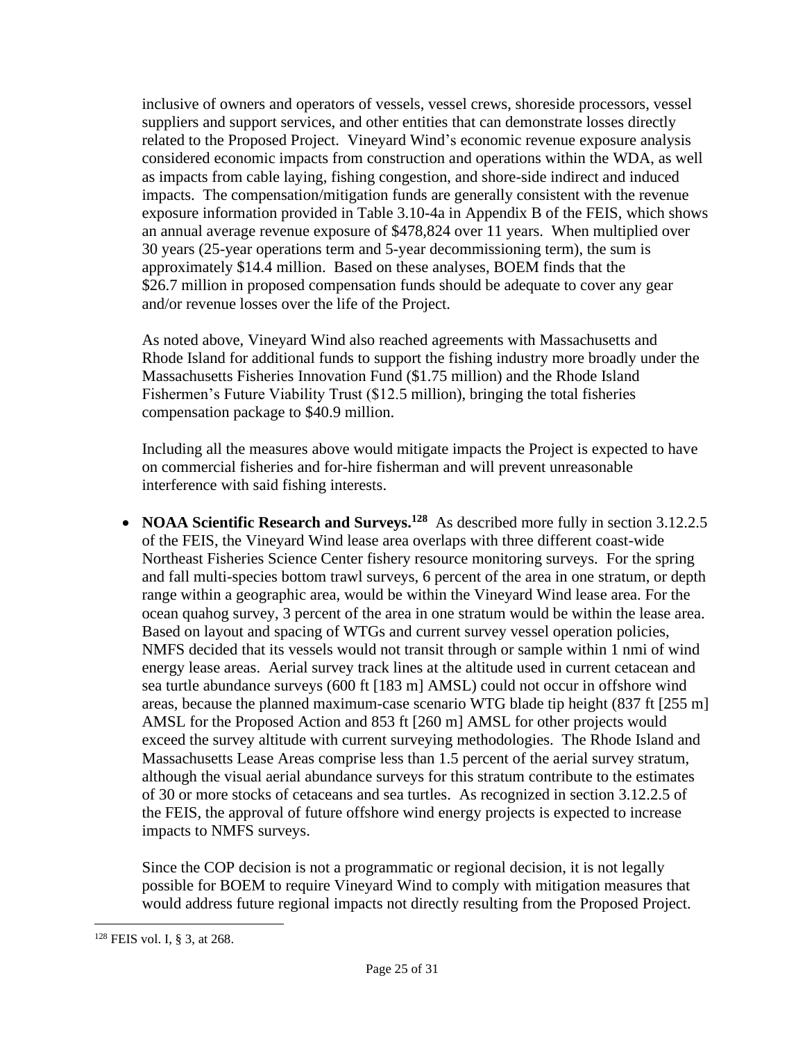inclusive of owners and operators of vessels, vessel crews, shoreside processors, vessel suppliers and support services, and other entities that can demonstrate losses directly related to the Proposed Project. Vineyard Wind's economic revenue exposure analysis considered economic impacts from construction and operations within the WDA, as well as impacts from cable laying, fishing congestion, and shore-side indirect and induced impacts. The compensation/mitigation funds are generally consistent with the revenue exposure information provided in Table 3.10-4a in Appendix B of the FEIS, which shows an annual average revenue exposure of $478,824 over 11 years. When multiplied over 30 years (25-year operations term and 5-year decommissioning term), the sum is approximately $14.4 million. Based on these analyses, BOEM finds that the $26.7 million in proposed compensation funds should be adequate to cover any gear and/or revenue losses over the life of the Project.

As noted above, Vineyard Wind also reached agreements with Massachusetts and Rhode Island for additional funds to support the fishing industry more broadly under the Massachusetts Fisheries Innovation Fund ($1.75 million) and the Rhode Island Fishermen's Future Viability Trust ($12.5 million), bringing the total fisheries compensation package to $40.9 million.

Including all the measures above would mitigate impacts the Project is expected to have on commercial fisheries and for-hire fisherman and will prevent unreasonable interference with said fishing interests.

- **NOAA Scientific Research and Surveys.**[128] As described more fully in section 3.12.2.5 of the FEIS, the Vineyard Wind lease area overlaps with three different coast-wide Northeast Fisheries Science Center fishery resource monitoring surveys. For the spring and fall multi-species bottom trawl surveys, 6 percent of the area in one stratum, or depth range within a geographic area, would be within the Vineyard Wind lease area. For the ocean quahog survey, 3 percent of the area in one stratum would be within the lease area. Based on layout and spacing of WTGs and current survey vessel operation policies, NMFS decided that its vessels would not transit through or sample within 1 nmi of wind energy lease areas. Aerial survey track lines at the altitude used in current cetacean and sea turtle abundance surveys (600 ft [183 m] AMSL) could not occur in offshore wind areas, because the planned maximum-case scenario WTG blade tip height (837 ft [255 m] AMSL for the Proposed Action and 853 ft [260 m] AMSL for other projects would exceed the survey altitude with current surveying methodologies. The Rhode Island and Massachusetts Lease Areas comprise less than 1.5 percent of the aerial survey stratum, although the visual aerial abundance surveys for this stratum contribute to the estimates of 30 or more stocks of cetaceans and sea turtles. As recognized in section 3.12.2.5 of the FEIS, the approval of future offshore wind energy projects is expected to increase impacts to NMFS surveys.

  Since the COP decision is not a programmatic or regional decision, it is not legally possible for BOEM to require Vineyard Wind to comply with mitigation measures that would address future regional impacts not directly resulting from the Proposed Project.

[128] FEIS vol. I, § 3, at 268.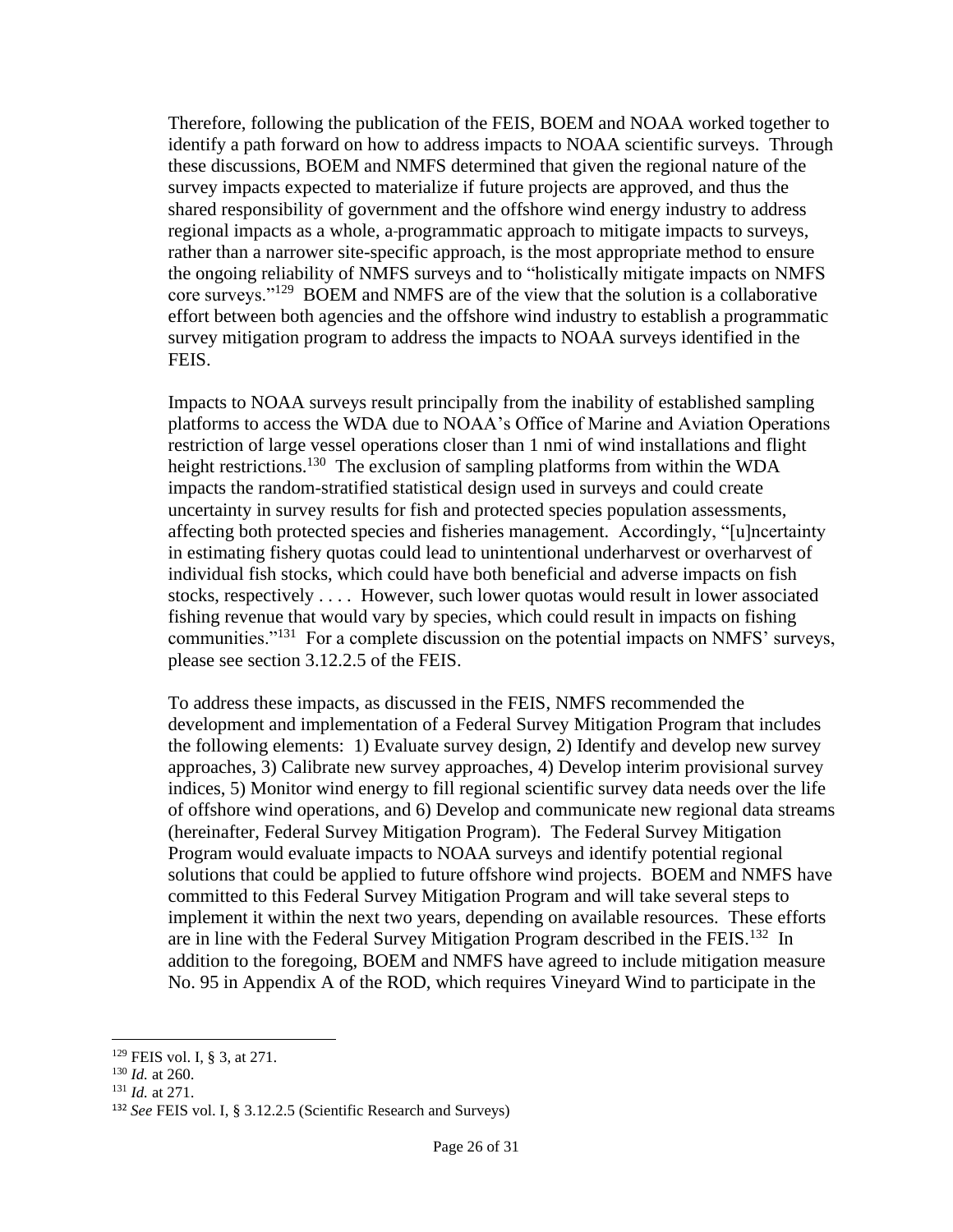Therefore, following the publication of the FEIS, BOEM and NOAA worked together to identify a path forward on how to address impacts to NOAA scientific surveys. Through these discussions, BOEM and NMFS determined that given the regional nature of the survey impacts expected to materialize if future projects are approved, and thus the shared responsibility of government and the offshore wind energy industry to address regional impacts as a whole, a-programmatic approach to mitigate impacts to surveys, rather than a narrower site-specific approach, is the most appropriate method to ensure the ongoing reliability of NMFS surveys and to "holistically mitigate impacts on NMFS core surveys."[129] BOEM and NMFS are of the view that the solution is a collaborative effort between both agencies and the offshore wind industry to establish a programmatic survey mitigation program to address the impacts to NOAA surveys identified in the FEIS.

Impacts to NOAA surveys result principally from the inability of established sampling platforms to access the WDA due to NOAA's Office of Marine and Aviation Operations restriction of large vessel operations closer than 1 nmi of wind installations and flight height restrictions.[130] The exclusion of sampling platforms from within the WDA impacts the random-stratified statistical design used in surveys and could create uncertainty in survey results for fish and protected species population assessments, affecting both protected species and fisheries management. Accordingly, "[u]ncertainty in estimating fishery quotas could lead to unintentional underharvest or overharvest of individual fish stocks, which could have both beneficial and adverse impacts on fish stocks, respectively . . . . However, such lower quotas would result in lower associated fishing revenue that would vary by species, which could result in impacts on fishing communities."[131] For a complete discussion on the potential impacts on NMFS' surveys, please see section 3.12.2.5 of the FEIS.

To address these impacts, as discussed in the FEIS, NMFS recommended the development and implementation of a Federal Survey Mitigation Program that includes the following elements: 1) Evaluate survey design, 2) Identify and develop new survey approaches, 3) Calibrate new survey approaches, 4) Develop interim provisional survey indices, 5) Monitor wind energy to fill regional scientific survey data needs over the life of offshore wind operations, and 6) Develop and communicate new regional data streams (hereinafter, Federal Survey Mitigation Program). The Federal Survey Mitigation Program would evaluate impacts to NOAA surveys and identify potential regional solutions that could be applied to future offshore wind projects. BOEM and NMFS have committed to this Federal Survey Mitigation Program and will take several steps to implement it within the next two years, depending on available resources. These efforts are in line with the Federal Survey Mitigation Program described in the FEIS.[132] In addition to the foregoing, BOEM and NMFS have agreed to include mitigation measure No. 95 in Appendix A of the ROD, which requires Vineyard Wind to participate in the

---

[129] FEIS vol. I, § 3, at 271.

[130] *Id.* at 260.

[131] *Id.* at 271.

[132] *See* FEIS vol. I, § 3.12.2.5 (Scientific Research and Surveys)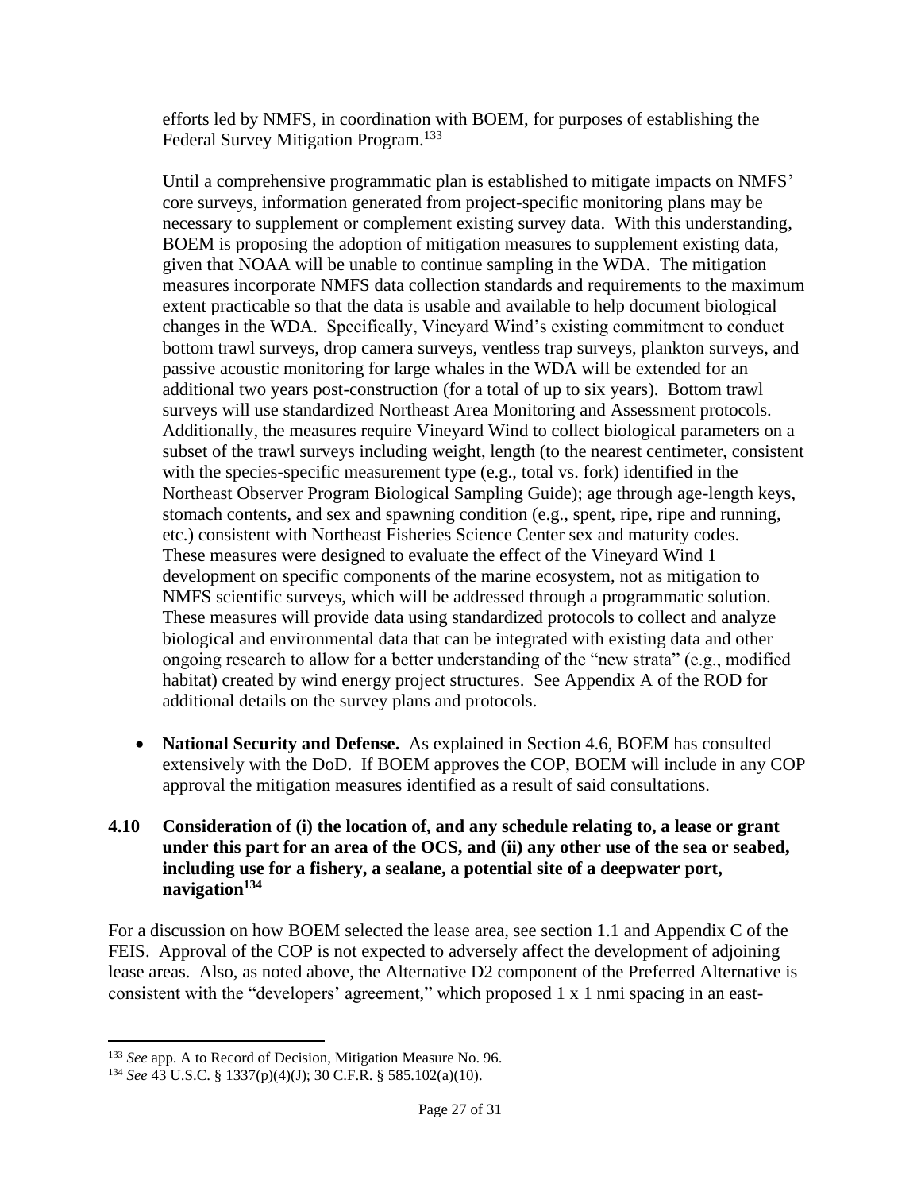efforts led by NMFS, in coordination with BOEM, for purposes of establishing the Federal Survey Mitigation Program.[133]

Until a comprehensive programmatic plan is established to mitigate impacts on NMFS' core surveys, information generated from project-specific monitoring plans may be necessary to supplement or complement existing survey data. With this understanding, BOEM is proposing the adoption of mitigation measures to supplement existing data, given that NOAA will be unable to continue sampling in the WDA. The mitigation measures incorporate NMFS data collection standards and requirements to the maximum extent practicable so that the data is usable and available to help document biological changes in the WDA. Specifically, Vineyard Wind's existing commitment to conduct bottom trawl surveys, drop camera surveys, ventless trap surveys, plankton surveys, and passive acoustic monitoring for large whales in the WDA will be extended for an additional two years post-construction (for a total of up to six years). Bottom trawl surveys will use standardized Northeast Area Monitoring and Assessment protocols. Additionally, the measures require Vineyard Wind to collect biological parameters on a subset of the trawl surveys including weight, length (to the nearest centimeter, consistent with the species-specific measurement type (e.g., total vs. fork) identified in the Northeast Observer Program Biological Sampling Guide); age through age-length keys, stomach contents, and sex and spawning condition (e.g., spent, ripe, ripe and running, etc.) consistent with Northeast Fisheries Science Center sex and maturity codes. These measures were designed to evaluate the effect of the Vineyard Wind 1 development on specific components of the marine ecosystem, not as mitigation to NMFS scientific surveys, which will be addressed through a programmatic solution. These measures will provide data using standardized protocols to collect and analyze biological and environmental data that can be integrated with existing data and other ongoing research to allow for a better understanding of the "new strata" (e.g., modified habitat) created by wind energy project structures. See Appendix A of the ROD for additional details on the survey plans and protocols.

- **National Security and Defense.** As explained in Section 4.6, BOEM has consulted extensively with the DoD. If BOEM approves the COP, BOEM will include in any COP approval the mitigation measures identified as a result of said consultations.

## 4.10 Consideration of (i) the location of, and any schedule relating to, a lease or grant under this part for an area of the OCS, and (ii) any other use of the sea or seabed, including use for a fishery, a sealane, a potential site of a deepwater port, navigation[134]

For a discussion on how BOEM selected the lease area, see section 1.1 and Appendix C of the FEIS. Approval of the COP is not expected to adversely affect the development of adjoining lease areas. Also, as noted above, the Alternative D2 component of the Preferred Alternative is consistent with the "developers' agreement," which proposed 1 x 1 nmi spacing in an east-

---

[133] *See* app. A to Record of Decision, Mitigation Measure No. 96.

[134] *See* 43 U.S.C. § 1337(p)(4)(J); 30 C.F.R. § 585.102(a)(10).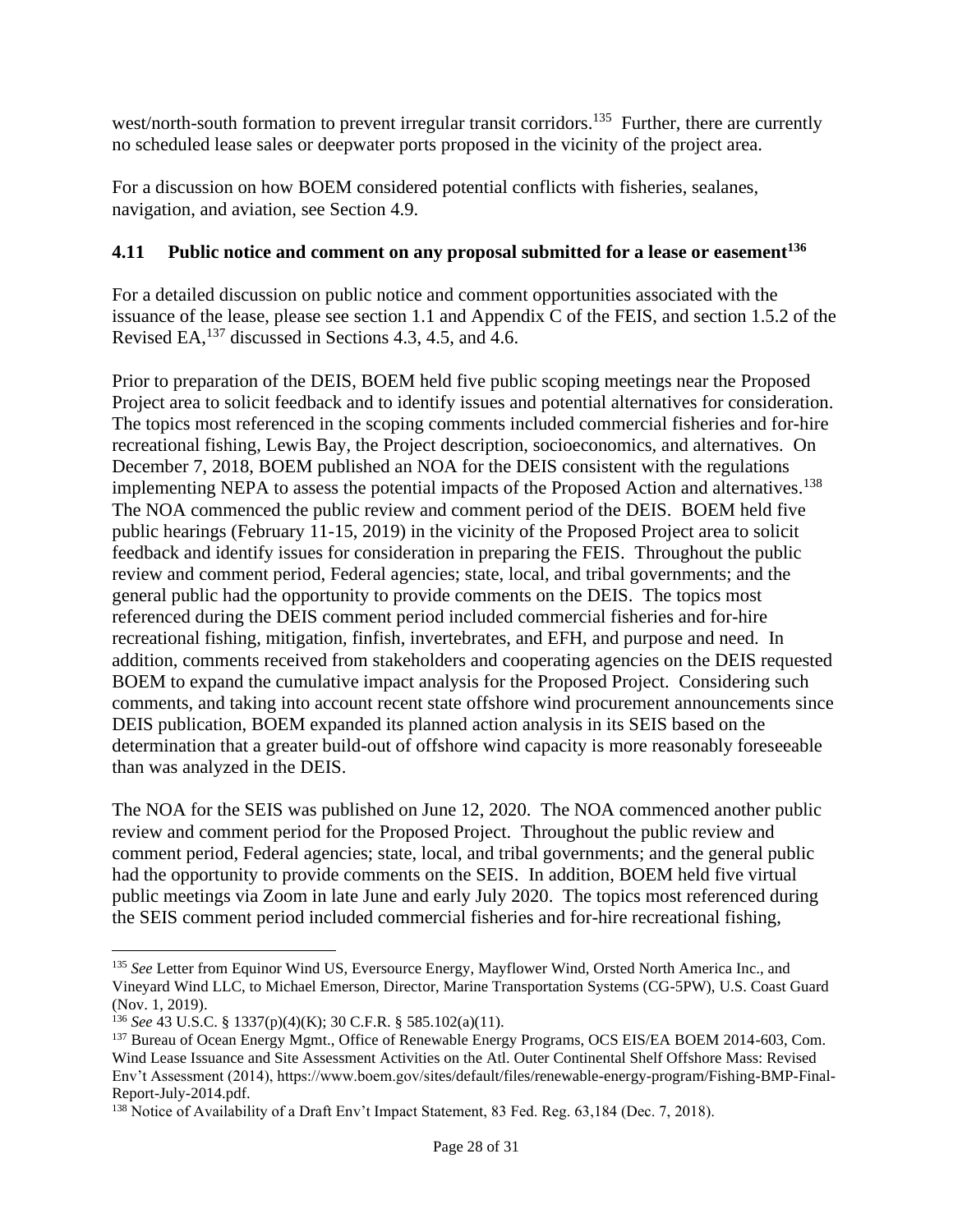west/north-south formation to prevent irregular transit corridors.[135] Further, there are currently no scheduled lease sales or deepwater ports proposed in the vicinity of the project area.

For a discussion on how BOEM considered potential conflicts with fisheries, sealanes, navigation, and aviation, see Section 4.9.

### 4.11 Public notice and comment on any proposal submitted for a lease or easement[136]

For a detailed discussion on public notice and comment opportunities associated with the issuance of the lease, please see section 1.1 and Appendix C of the FEIS, and section 1.5.2 of the Revised EA,[137] discussed in Sections 4.3, 4.5, and 4.6.

Prior to preparation of the DEIS, BOEM held five public scoping meetings near the Proposed Project area to solicit feedback and to identify issues and potential alternatives for consideration. The topics most referenced in the scoping comments included commercial fisheries and for-hire recreational fishing, Lewis Bay, the Project description, socioeconomics, and alternatives. On December 7, 2018, BOEM published an NOA for the DEIS consistent with the regulations implementing NEPA to assess the potential impacts of the Proposed Action and alternatives.[138] The NOA commenced the public review and comment period of the DEIS. BOEM held five public hearings (February 11-15, 2019) in the vicinity of the Proposed Project area to solicit feedback and identify issues for consideration in preparing the FEIS. Throughout the public review and comment period, Federal agencies; state, local, and tribal governments; and the general public had the opportunity to provide comments on the DEIS. The topics most referenced during the DEIS comment period included commercial fisheries and for-hire recreational fishing, mitigation, finfish, invertebrates, and EFH, and purpose and need. In addition, comments received from stakeholders and cooperating agencies on the DEIS requested BOEM to expand the cumulative impact analysis for the Proposed Project. Considering such comments, and taking into account recent state offshore wind procurement announcements since DEIS publication, BOEM expanded its planned action analysis in its SEIS based on the determination that a greater build-out of offshore wind capacity is more reasonably foreseeable than was analyzed in the DEIS.

The NOA for the SEIS was published on June 12, 2020. The NOA commenced another public review and comment period for the Proposed Project. Throughout the public review and comment period, Federal agencies; state, local, and tribal governments; and the general public had the opportunity to provide comments on the SEIS. In addition, BOEM held five virtual public meetings via Zoom in late June and early July 2020. The topics most referenced during the SEIS comment period included commercial fisheries and for-hire recreational fishing,

---

[135] *See* Letter from Equinor Wind US, Eversource Energy, Mayflower Wind, Orsted North America Inc., and Vineyard Wind LLC, to Michael Emerson, Director, Marine Transportation Systems (CG-5PW), U.S. Coast Guard (Nov. 1, 2019).

[136] *See* 43 U.S.C. § 1337(p)(4)(K); 30 C.F.R. § 585.102(a)(11).

[137] Bureau of Ocean Energy Mgmt., Office of Renewable Energy Programs, OCS EIS/EA BOEM 2014-603, Com. Wind Lease Issuance and Site Assessment Activities on the Atl. Outer Continental Shelf Offshore Mass: Revised Env't Assessment (2014), https://www.boem.gov/sites/default/files/renewable-energy-program/Fishing-BMP-Final-Report-July-2014.pdf.

[138] Notice of Availability of a Draft Env't Impact Statement, 83 Fed. Reg. 63,184 (Dec. 7, 2018).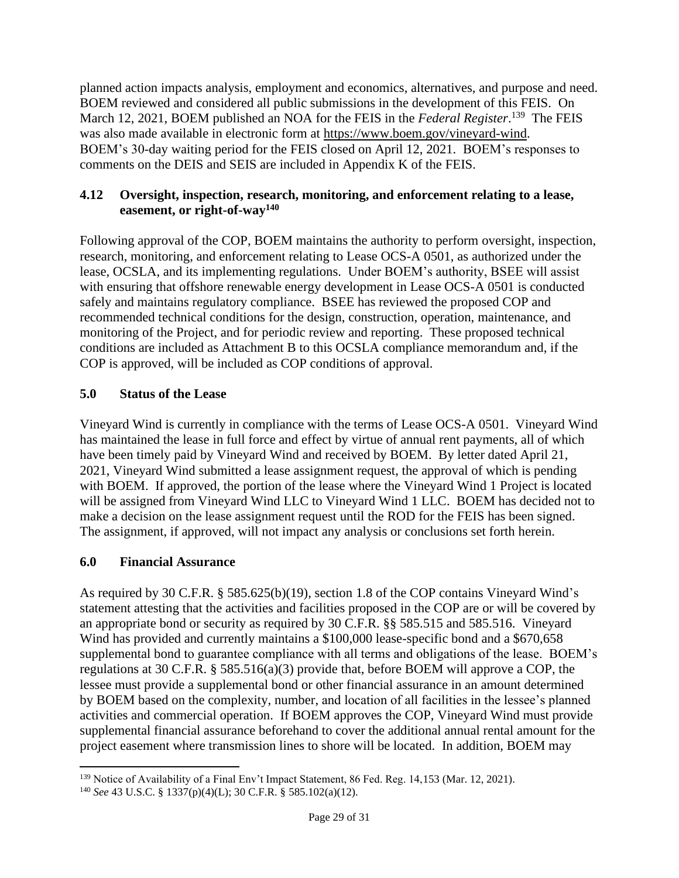planned action impacts analysis, employment and economics, alternatives, and purpose and need. BOEM reviewed and considered all public submissions in the development of this FEIS. On March 12, 2021, BOEM published an NOA for the FEIS in the *Federal Register*.[139] The FEIS was also made available in electronic form at https://www.boem.gov/vineyard-wind. BOEM's 30-day waiting period for the FEIS closed on April 12, 2021. BOEM's responses to comments on the DEIS and SEIS are included in Appendix K of the FEIS.

### 4.12 Oversight, inspection, research, monitoring, and enforcement relating to a lease, easement, or right-of-way[140]

Following approval of the COP, BOEM maintains the authority to perform oversight, inspection, research, monitoring, and enforcement relating to Lease OCS-A 0501, as authorized under the lease, OCSLA, and its implementing regulations. Under BOEM's authority, BSEE will assist with ensuring that offshore renewable energy development in Lease OCS-A 0501 is conducted safely and maintains regulatory compliance. BSEE has reviewed the proposed COP and recommended technical conditions for the design, construction, operation, maintenance, and monitoring of the Project, and for periodic review and reporting. These proposed technical conditions are included as Attachment B to this OCSLA compliance memorandum and, if the COP is approved, will be included as COP conditions of approval.

## 5.0 Status of the Lease

Vineyard Wind is currently in compliance with the terms of Lease OCS-A 0501. Vineyard Wind has maintained the lease in full force and effect by virtue of annual rent payments, all of which have been timely paid by Vineyard Wind and received by BOEM. By letter dated April 21, 2021, Vineyard Wind submitted a lease assignment request, the approval of which is pending with BOEM. If approved, the portion of the lease where the Vineyard Wind 1 Project is located will be assigned from Vineyard Wind LLC to Vineyard Wind 1 LLC. BOEM has decided not to make a decision on the lease assignment request until the ROD for the FEIS has been signed. The assignment, if approved, will not impact any analysis or conclusions set forth herein.

## 6.0 Financial Assurance

As required by 30 C.F.R. § 585.625(b)(19), section 1.8 of the COP contains Vineyard Wind's statement attesting that the activities and facilities proposed in the COP are or will be covered by an appropriate bond or security as required by 30 C.F.R. §§ 585.515 and 585.516. Vineyard Wind has provided and currently maintains a $100,000 lease-specific bond and a $670,658 supplemental bond to guarantee compliance with all terms and obligations of the lease. BOEM's regulations at 30 C.F.R. § 585.516(a)(3) provide that, before BOEM will approve a COP, the lessee must provide a supplemental bond or other financial assurance in an amount determined by BOEM based on the complexity, number, and location of all facilities in the lessee's planned activities and commercial operation. If BOEM approves the COP, Vineyard Wind must provide supplemental financial assurance beforehand to cover the additional annual rental amount for the project easement where transmission lines to shore will be located. In addition, BOEM may

---

[139] Notice of Availability of a Final Env't Impact Statement, 86 Fed. Reg. 14,153 (Mar. 12, 2021).

[140] *See* 43 U.S.C. § 1337(p)(4)(L); 30 C.F.R. § 585.102(a)(12).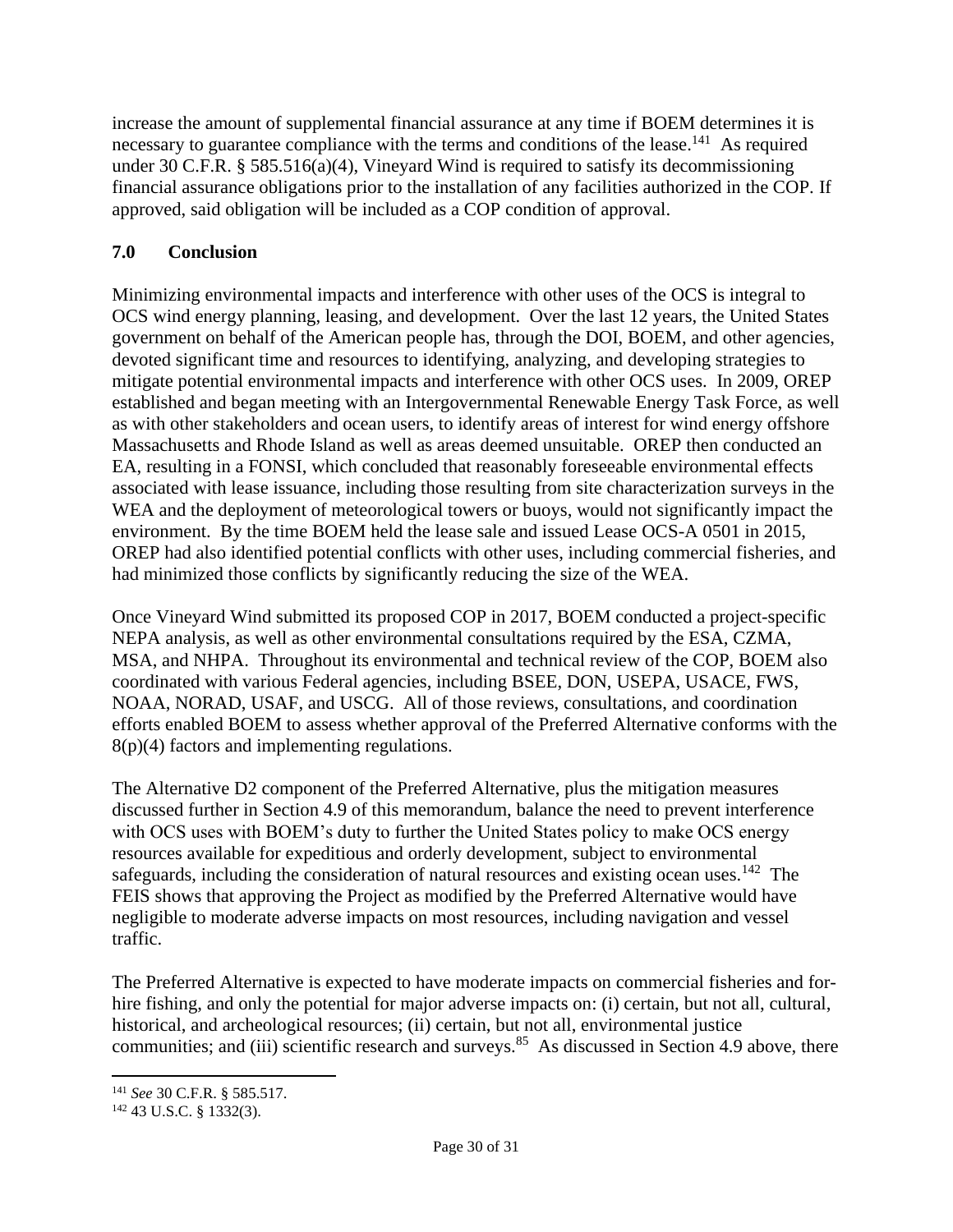increase the amount of supplemental financial assurance at any time if BOEM determines it is necessary to guarantee compliance with the terms and conditions of the lease.[141] As required under 30 C.F.R. § 585.516(a)(4), Vineyard Wind is required to satisfy its decommissioning financial assurance obligations prior to the installation of any facilities authorized in the COP. If approved, said obligation will be included as a COP condition of approval.

## 7.0 Conclusion

Minimizing environmental impacts and interference with other uses of the OCS is integral to OCS wind energy planning, leasing, and development. Over the last 12 years, the United States government on behalf of the American people has, through the DOI, BOEM, and other agencies, devoted significant time and resources to identifying, analyzing, and developing strategies to mitigate potential environmental impacts and interference with other OCS uses. In 2009, OREP established and began meeting with an Intergovernmental Renewable Energy Task Force, as well as with other stakeholders and ocean users, to identify areas of interest for wind energy offshore Massachusetts and Rhode Island as well as areas deemed unsuitable. OREP then conducted an EA, resulting in a FONSI, which concluded that reasonably foreseeable environmental effects associated with lease issuance, including those resulting from site characterization surveys in the WEA and the deployment of meteorological towers or buoys, would not significantly impact the environment. By the time BOEM held the lease sale and issued Lease OCS-A 0501 in 2015, OREP had also identified potential conflicts with other uses, including commercial fisheries, and had minimized those conflicts by significantly reducing the size of the WEA.

Once Vineyard Wind submitted its proposed COP in 2017, BOEM conducted a project-specific NEPA analysis, as well as other environmental consultations required by the ESA, CZMA, MSA, and NHPA. Throughout its environmental and technical review of the COP, BOEM also coordinated with various Federal agencies, including BSEE, DON, USEPA, USACE, FWS, NOAA, NORAD, USAF, and USCG. All of those reviews, consultations, and coordination efforts enabled BOEM to assess whether approval of the Preferred Alternative conforms with the 8(p)(4) factors and implementing regulations.

The Alternative D2 component of the Preferred Alternative, plus the mitigation measures discussed further in Section 4.9 of this memorandum, balance the need to prevent interference with OCS uses with BOEM's duty to further the United States policy to make OCS energy resources available for expeditious and orderly development, subject to environmental safeguards, including the consideration of natural resources and existing ocean uses.[142] The FEIS shows that approving the Project as modified by the Preferred Alternative would have negligible to moderate adverse impacts on most resources, including navigation and vessel traffic.

The Preferred Alternative is expected to have moderate impacts on commercial fisheries and for-hire fishing, and only the potential for major adverse impacts on: (i) certain, but not all, cultural, historical, and archeological resources; (ii) certain, but not all, environmental justice communities; and (iii) scientific research and surveys.[85] As discussed in Section 4.9 above, there

---

[141] *See* 30 C.F.R. § 585.517.

[142] 43 U.S.C. § 1332(3).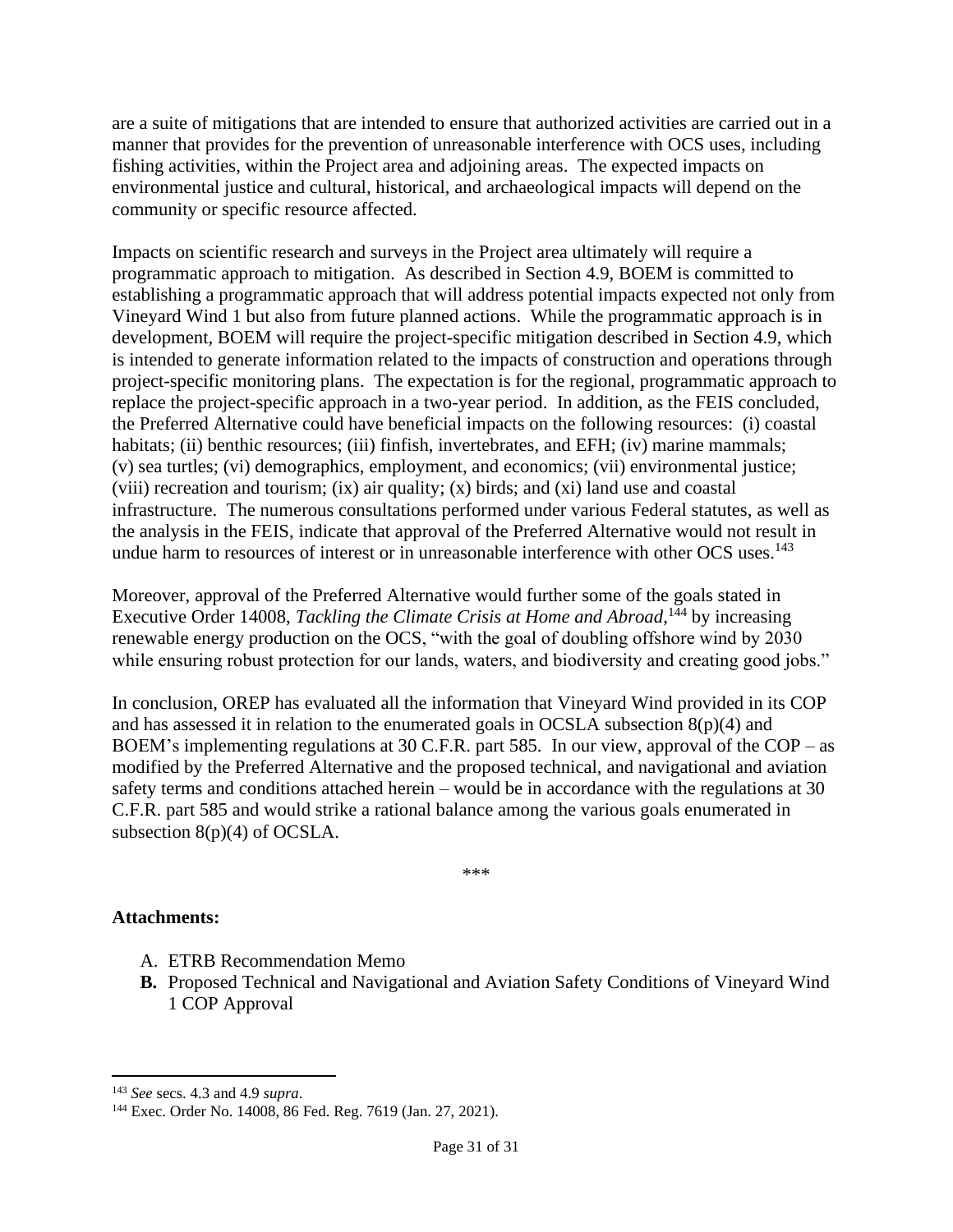are a suite of mitigations that are intended to ensure that authorized activities are carried out in a manner that provides for the prevention of unreasonable interference with OCS uses, including fishing activities, within the Project area and adjoining areas. The expected impacts on environmental justice and cultural, historical, and archaeological impacts will depend on the community or specific resource affected.

Impacts on scientific research and surveys in the Project area ultimately will require a programmatic approach to mitigation. As described in Section 4.9, BOEM is committed to establishing a programmatic approach that will address potential impacts expected not only from Vineyard Wind 1 but also from future planned actions. While the programmatic approach is in development, BOEM will require the project-specific mitigation described in Section 4.9, which is intended to generate information related to the impacts of construction and operations through project-specific monitoring plans. The expectation is for the regional, programmatic approach to replace the project-specific approach in a two-year period. In addition, as the FEIS concluded, the Preferred Alternative could have beneficial impacts on the following resources: (i) coastal habitats; (ii) benthic resources; (iii) finfish, invertebrates, and EFH; (iv) marine mammals; (v) sea turtles; (vi) demographics, employment, and economics; (vii) environmental justice; (viii) recreation and tourism; (ix) air quality; (x) birds; and (xi) land use and coastal infrastructure. The numerous consultations performed under various Federal statutes, as well as the analysis in the FEIS, indicate that approval of the Preferred Alternative would not result in undue harm to resources of interest or in unreasonable interference with other OCS uses.[143]

Moreover, approval of the Preferred Alternative would further some of the goals stated in Executive Order 14008, *Tackling the Climate Crisis at Home and Abroad*,[144] by increasing renewable energy production on the OCS, "with the goal of doubling offshore wind by 2030 while ensuring robust protection for our lands, waters, and biodiversity and creating good jobs."

In conclusion, OREP has evaluated all the information that Vineyard Wind provided in its COP and has assessed it in relation to the enumerated goals in OCSLA subsection 8(p)(4) and BOEM's implementing regulations at 30 C.F.R. part 585. In our view, approval of the COP – as modified by the Preferred Alternative and the proposed technical, and navigational and aviation safety terms and conditions attached herein – would be in accordance with the regulations at 30 C.F.R. part 585 and would strike a rational balance among the various goals enumerated in subsection 8(p)(4) of OCSLA.

\*\*\*

**Attachments:**

A. ETRB Recommendation Memo
**B.** Proposed Technical and Navigational and Aviation Safety Conditions of Vineyard Wind 1 COP Approval

---

[143] *See* secs. 4.3 and 4.9 *supra*.

[144] Exec. Order No. 14008, 86 Fed. Reg. 7619 (Jan. 27, 2021).